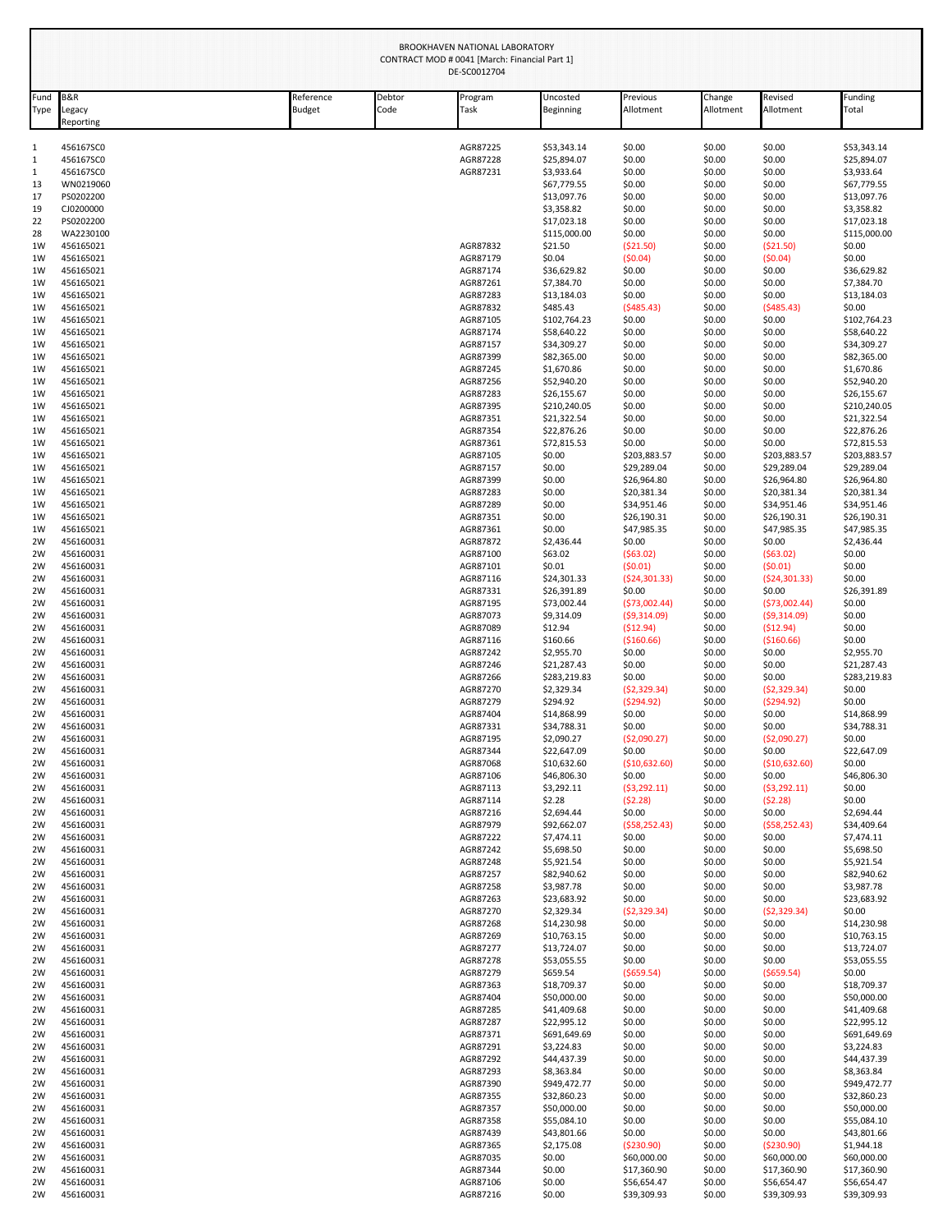BROOKHAVEN NATIONAL LABORATORY
CONTRACT MOD # 0041 [March: Financial Part 1]
DE-SC0012704

| Fund Type | B&R Legacy Reporting | Reference Budget | Debtor Code | Program Task | Uncosted Beginning | Previous Allotment | Change Allotment | Revised Allotment | Funding Total |
|---|---|---|---|---|---|---|---|---|---|
| 1 | 456167SC0 | | | AGR87225 | $53,343.14 | $0.00 | $0.00 | $0.00 | $53,343.14 |
| 1 | 456167SC0 | | | AGR87228 | $25,894.07 | $0.00 | $0.00 | $0.00 | $25,894.07 |
| 1 | 456167SC0 | | | AGR87231 | $3,933.64 | $0.00 | $0.00 | $0.00 | $3,933.64 |
| 13 | WN0219060 | | | | $67,779.55 | $0.00 | $0.00 | $0.00 | $67,779.55 |
| 17 | PS0202200 | | | | $13,097.76 | $0.00 | $0.00 | $0.00 | $13,097.76 |
| 19 | CJ0200000 | | | | $3,358.82 | $0.00 | $0.00 | $0.00 | $3,358.82 |
| 22 | PS0202200 | | | | $17,023.18 | $0.00 | $0.00 | $0.00 | $17,023.18 |
| 28 | WA2230100 | | | | $115,000.00 | $0.00 | $0.00 | $0.00 | $115,000.00 |
| 1W | 456165021 | | | AGR87832 | $21.50 | ($21.50) | $0.00 | ($21.50) | $0.00 |
| 1W | 456165021 | | | AGR87179 | $0.04 | ($0.04) | $0.00 | ($0.04) | $0.00 |
| 1W | 456165021 | | | AGR87174 | $36,629.82 | $0.00 | $0.00 | $0.00 | $36,629.82 |
| 1W | 456165021 | | | AGR87261 | $7,384.70 | $0.00 | $0.00 | $0.00 | $7,384.70 |
| 1W | 456165021 | | | AGR87283 | $13,184.03 | $0.00 | $0.00 | $0.00 | $13,184.03 |
| 1W | 456165021 | | | AGR87832 | $485.43 | ($485.43) | $0.00 | ($485.43) | $0.00 |
| 1W | 456165021 | | | AGR87105 | $102,764.23 | $0.00 | $0.00 | $0.00 | $102,764.23 |
| 1W | 456165021 | | | AGR87174 | $58,640.22 | $0.00 | $0.00 | $0.00 | $58,640.22 |
| 1W | 456165021 | | | AGR87157 | $34,309.27 | $0.00 | $0.00 | $0.00 | $34,309.27 |
| 1W | 456165021 | | | AGR87399 | $82,365.00 | $0.00 | $0.00 | $0.00 | $82,365.00 |
| 1W | 456165021 | | | AGR87245 | $1,670.86 | $0.00 | $0.00 | $0.00 | $1,670.86 |
| 1W | 456165021 | | | AGR87256 | $52,940.20 | $0.00 | $0.00 | $0.00 | $52,940.20 |
| 1W | 456165021 | | | AGR87283 | $26,155.67 | $0.00 | $0.00 | $0.00 | $26,155.67 |
| 1W | 456165021 | | | AGR87395 | $210,240.05 | $0.00 | $0.00 | $0.00 | $210,240.05 |
| 1W | 456165021 | | | AGR87351 | $21,322.54 | $0.00 | $0.00 | $0.00 | $21,322.54 |
| 1W | 456165021 | | | AGR87354 | $22,876.26 | $0.00 | $0.00 | $0.00 | $22,876.26 |
| 1W | 456165021 | | | AGR87361 | $72,815.53 | $0.00 | $0.00 | $0.00 | $72,815.53 |
| 1W | 456165021 | | | AGR87105 | $0.00 | $203,883.57 | $0.00 | $203,883.57 | $203,883.57 |
| 1W | 456165021 | | | AGR87157 | $0.00 | $29,289.04 | $0.00 | $29,289.04 | $29,289.04 |
| 1W | 456165021 | | | AGR87399 | $0.00 | $26,964.80 | $0.00 | $26,964.80 | $26,964.80 |
| 1W | 456165021 | | | AGR87283 | $0.00 | $20,381.34 | $0.00 | $20,381.34 | $20,381.34 |
| 1W | 456165021 | | | AGR87289 | $0.00 | $34,951.46 | $0.00 | $34,951.46 | $34,951.46 |
| 1W | 456165021 | | | AGR87351 | $0.00 | $26,190.31 | $0.00 | $26,190.31 | $26,190.31 |
| 1W | 456165021 | | | AGR87361 | $0.00 | $47,985.35 | $0.00 | $47,985.35 | $47,985.35 |
| 2W | 456160031 | | | AGR87872 | $2,436.44 | $0.00 | $0.00 | $0.00 | $2,436.44 |
| 2W | 456160031 | | | AGR87100 | $63.02 | ($63.02) | $0.00 | ($63.02) | $0.00 |
| 2W | 456160031 | | | AGR87101 | $0.01 | ($0.01) | $0.00 | ($0.01) | $0.00 |
| 2W | 456160031 | | | AGR87116 | $24,301.33 | ($24,301.33) | $0.00 | ($24,301.33) | $0.00 |
| 2W | 456160031 | | | AGR87331 | $26,391.89 | $0.00 | $0.00 | $0.00 | $26,391.89 |
| 2W | 456160031 | | | AGR87195 | $73,002.44 | ($73,002.44) | $0.00 | ($73,002.44) | $0.00 |
| 2W | 456160031 | | | AGR87073 | $9,314.09 | ($9,314.09) | $0.00 | ($9,314.09) | $0.00 |
| 2W | 456160031 | | | AGR87089 | $12.94 | ($12.94) | $0.00 | ($12.94) | $0.00 |
| 2W | 456160031 | | | AGR87116 | $160.66 | ($160.66) | $0.00 | ($160.66) | $0.00 |
| 2W | 456160031 | | | AGR87242 | $2,955.70 | $0.00 | $0.00 | $0.00 | $2,955.70 |
| 2W | 456160031 | | | AGR87246 | $21,287.43 | $0.00 | $0.00 | $0.00 | $21,287.43 |
| 2W | 456160031 | | | AGR87266 | $283,219.83 | $0.00 | $0.00 | $0.00 | $283,219.83 |
| 2W | 456160031 | | | AGR87270 | $2,329.34 | ($2,329.34) | $0.00 | ($2,329.34) | $0.00 |
| 2W | 456160031 | | | AGR87279 | $294.92 | ($294.92) | $0.00 | ($294.92) | $0.00 |
| 2W | 456160031 | | | AGR87404 | $14,868.99 | $0.00 | $0.00 | $0.00 | $14,868.99 |
| 2W | 456160031 | | | AGR87331 | $34,788.31 | $0.00 | $0.00 | $0.00 | $34,788.31 |
| 2W | 456160031 | | | AGR87195 | $2,090.27 | ($2,090.27) | $0.00 | ($2,090.27) | $0.00 |
| 2W | 456160031 | | | AGR87344 | $22,647.09 | $0.00 | $0.00 | $0.00 | $22,647.09 |
| 2W | 456160031 | | | AGR87068 | $10,632.60 | ($10,632.60) | $0.00 | ($10,632.60) | $0.00 |
| 2W | 456160031 | | | AGR87106 | $46,806.30 | $0.00 | $0.00 | $0.00 | $46,806.30 |
| 2W | 456160031 | | | AGR87113 | $3,292.11 | ($3,292.11) | $0.00 | ($3,292.11) | $0.00 |
| 2W | 456160031 | | | AGR87114 | $2.28 | ($2.28) | $0.00 | ($2.28) | $0.00 |
| 2W | 456160031 | | | AGR87216 | $2,694.44 | $0.00 | $0.00 | $0.00 | $2,694.44 |
| 2W | 456160031 | | | AGR87979 | $92,662.07 | ($58,252.43) | $0.00 | ($58,252.43) | $34,409.64 |
| 2W | 456160031 | | | AGR87222 | $7,474.11 | $0.00 | $0.00 | $0.00 | $7,474.11 |
| 2W | 456160031 | | | AGR87242 | $5,698.50 | $0.00 | $0.00 | $0.00 | $5,698.50 |
| 2W | 456160031 | | | AGR87248 | $5,921.54 | $0.00 | $0.00 | $0.00 | $5,921.54 |
| 2W | 456160031 | | | AGR87257 | $82,940.62 | $0.00 | $0.00 | $0.00 | $82,940.62 |
| 2W | 456160031 | | | AGR87258 | $3,987.78 | $0.00 | $0.00 | $0.00 | $3,987.78 |
| 2W | 456160031 | | | AGR87263 | $23,683.92 | $0.00 | $0.00 | $0.00 | $23,683.92 |
| 2W | 456160031 | | | AGR87270 | $2,329.34 | ($2,329.34) | $0.00 | ($2,329.34) | $0.00 |
| 2W | 456160031 | | | AGR87268 | $14,230.98 | $0.00 | $0.00 | $0.00 | $14,230.98 |
| 2W | 456160031 | | | AGR87269 | $10,763.15 | $0.00 | $0.00 | $0.00 | $10,763.15 |
| 2W | 456160031 | | | AGR87277 | $13,724.07 | $0.00 | $0.00 | $0.00 | $13,724.07 |
| 2W | 456160031 | | | AGR87278 | $53,055.55 | $0.00 | $0.00 | $0.00 | $53,055.55 |
| 2W | 456160031 | | | AGR87279 | $659.54 | ($659.54) | $0.00 | ($659.54) | $0.00 |
| 2W | 456160031 | | | AGR87363 | $18,709.37 | $0.00 | $0.00 | $0.00 | $18,709.37 |
| 2W | 456160031 | | | AGR87404 | $50,000.00 | $0.00 | $0.00 | $0.00 | $50,000.00 |
| 2W | 456160031 | | | AGR87285 | $41,409.68 | $0.00 | $0.00 | $0.00 | $41,409.68 |
| 2W | 456160031 | | | AGR87287 | $22,995.12 | $0.00 | $0.00 | $0.00 | $22,995.12 |
| 2W | 456160031 | | | AGR87371 | $691,649.69 | $0.00 | $0.00 | $0.00 | $691,649.69 |
| 2W | 456160031 | | | AGR87291 | $3,224.83 | $0.00 | $0.00 | $0.00 | $3,224.83 |
| 2W | 456160031 | | | AGR87292 | $44,437.39 | $0.00 | $0.00 | $0.00 | $44,437.39 |
| 2W | 456160031 | | | AGR87293 | $8,363.84 | $0.00 | $0.00 | $0.00 | $8,363.84 |
| 2W | 456160031 | | | AGR87390 | $949,472.77 | $0.00 | $0.00 | $0.00 | $949,472.77 |
| 2W | 456160031 | | | AGR87355 | $32,860.23 | $0.00 | $0.00 | $0.00 | $32,860.23 |
| 2W | 456160031 | | | AGR87357 | $50,000.00 | $0.00 | $0.00 | $0.00 | $50,000.00 |
| 2W | 456160031 | | | AGR87358 | $55,084.10 | $0.00 | $0.00 | $0.00 | $55,084.10 |
| 2W | 456160031 | | | AGR87439 | $43,801.66 | $0.00 | $0.00 | $0.00 | $43,801.66 |
| 2W | 456160031 | | | AGR87365 | $2,175.08 | ($230.90) | $0.00 | ($230.90) | $1,944.18 |
| 2W | 456160031 | | | AGR87035 | $0.00 | $60,000.00 | $0.00 | $60,000.00 | $60,000.00 |
| 2W | 456160031 | | | AGR87344 | $0.00 | $17,360.90 | $0.00 | $17,360.90 | $17,360.90 |
| 2W | 456160031 | | | AGR87106 | $0.00 | $56,654.47 | $0.00 | $56,654.47 | $56,654.47 |
| 2W | 456160031 | | | AGR87216 | $0.00 | $39,309.93 | $0.00 | $39,309.93 | $39,309.93 |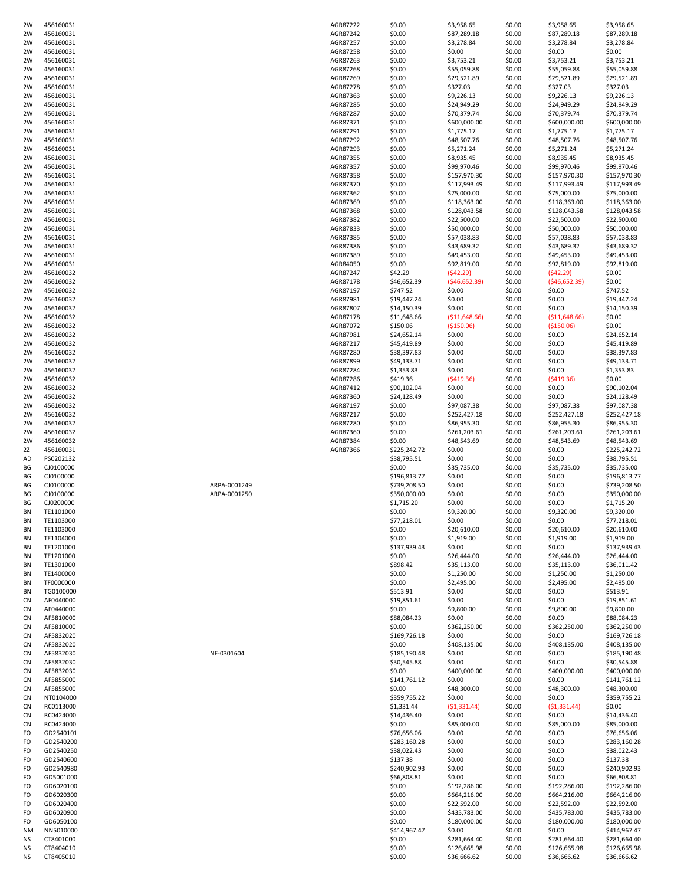| | | | | | | | | |
|---|---|---|---|---|---|---|---|---|
| 2W | 456160031 | | AGR87222 | $0.00 | $3,958.65 | $0.00 | $3,958.65 | $3,958.65 |
| 2W | 456160031 | | AGR87242 | $0.00 | $87,289.18 | $0.00 | $87,289.18 | $87,289.18 |
| 2W | 456160031 | | AGR87257 | $0.00 | $3,278.84 | $0.00 | $3,278.84 | $3,278.84 |
| 2W | 456160031 | | AGR87258 | $0.00 | $0.00 | $0.00 | $0.00 | $0.00 |
| 2W | 456160031 | | AGR87263 | $0.00 | $3,753.21 | $0.00 | $3,753.21 | $3,753.21 |
| 2W | 456160031 | | AGR87268 | $0.00 | $55,059.88 | $0.00 | $55,059.88 | $55,059.88 |
| 2W | 456160031 | | AGR87269 | $0.00 | $29,521.89 | $0.00 | $29,521.89 | $29,521.89 |
| 2W | 456160031 | | AGR87278 | $0.00 | $327.03 | $0.00 | $327.03 | $327.03 |
| 2W | 456160031 | | AGR87363 | $0.00 | $9,226.13 | $0.00 | $9,226.13 | $9,226.13 |
| 2W | 456160031 | | AGR87285 | $0.00 | $24,949.29 | $0.00 | $24,949.29 | $24,949.29 |
| 2W | 456160031 | | AGR87287 | $0.00 | $70,379.74 | $0.00 | $70,379.74 | $70,379.74 |
| 2W | 456160031 | | AGR87371 | $0.00 | $600,000.00 | $0.00 | $600,000.00 | $600,000.00 |
| 2W | 456160031 | | AGR87291 | $0.00 | $1,775.17 | $0.00 | $1,775.17 | $1,775.17 |
| 2W | 456160031 | | AGR87292 | $0.00 | $48,507.76 | $0.00 | $48,507.76 | $48,507.76 |
| 2W | 456160031 | | AGR87293 | $0.00 | $5,271.24 | $0.00 | $5,271.24 | $5,271.24 |
| 2W | 456160031 | | AGR87355 | $0.00 | $8,935.45 | $0.00 | $8,935.45 | $8,935.45 |
| 2W | 456160031 | | AGR87357 | $0.00 | $99,970.46 | $0.00 | $99,970.46 | $99,970.46 |
| 2W | 456160031 | | AGR87358 | $0.00 | $157,970.30 | $0.00 | $157,970.30 | $157,970.30 |
| 2W | 456160031 | | AGR87370 | $0.00 | $117,993.49 | $0.00 | $117,993.49 | $117,993.49 |
| 2W | 456160031 | | AGR87362 | $0.00 | $75,000.00 | $0.00 | $75,000.00 | $75,000.00 |
| 2W | 456160031 | | AGR87369 | $0.00 | $118,363.00 | $0.00 | $118,363.00 | $118,363.00 |
| 2W | 456160031 | | AGR87368 | $0.00 | $128,043.58 | $0.00 | $128,043.58 | $128,043.58 |
| 2W | 456160031 | | AGR87382 | $0.00 | $22,500.00 | $0.00 | $22,500.00 | $22,500.00 |
| 2W | 456160031 | | AGR87833 | $0.00 | $50,000.00 | $0.00 | $50,000.00 | $50,000.00 |
| 2W | 456160031 | | AGR87385 | $0.00 | $57,038.83 | $0.00 | $57,038.83 | $57,038.83 |
| 2W | 456160031 | | AGR87386 | $0.00 | $43,689.32 | $0.00 | $43,689.32 | $43,689.32 |
| 2W | 456160031 | | AGR87389 | $0.00 | $49,453.00 | $0.00 | $49,453.00 | $49,453.00 |
| 2W | 456160031 | | AGR84050 | $0.00 | $92,819.00 | $0.00 | $92,819.00 | $92,819.00 |
| 2W | 456160032 | | AGR87247 | $42.29 | ($42.29) | $0.00 | ($42.29) | $0.00 |
| 2W | 456160032 | | AGR87178 | $46,652.39 | ($46,652.39) | $0.00 | ($46,652.39) | $0.00 |
| 2W | 456160032 | | AGR87197 | $747.52 | $0.00 | $0.00 | $0.00 | $747.52 |
| 2W | 456160032 | | AGR87981 | $19,447.24 | $0.00 | $0.00 | $0.00 | $19,447.24 |
| 2W | 456160032 | | AGR87807 | $14,150.39 | $0.00 | $0.00 | $0.00 | $14,150.39 |
| 2W | 456160032 | | AGR87178 | $11,648.66 | ($11,648.66) | $0.00 | ($11,648.66) | $0.00 |
| 2W | 456160032 | | AGR87072 | $150.06 | ($150.06) | $0.00 | ($150.06) | $0.00 |
| 2W | 456160032 | | AGR87981 | $24,652.14 | $0.00 | $0.00 | $0.00 | $24,652.14 |
| 2W | 456160032 | | AGR87217 | $45,419.89 | $0.00 | $0.00 | $0.00 | $45,419.89 |
| 2W | 456160032 | | AGR87280 | $38,397.83 | $0.00 | $0.00 | $0.00 | $38,397.83 |
| 2W | 456160032 | | AGR87899 | $49,133.71 | $0.00 | $0.00 | $0.00 | $49,133.71 |
| 2W | 456160032 | | AGR87284 | $1,353.83 | $0.00 | $0.00 | $0.00 | $1,353.83 |
| 2W | 456160032 | | AGR87286 | $419.36 | ($419.36) | $0.00 | ($419.36) | $0.00 |
| 2W | 456160032 | | AGR87412 | $90,102.04 | $0.00 | $0.00 | $0.00 | $90,102.04 |
| 2W | 456160032 | | AGR87360 | $24,128.49 | $0.00 | $0.00 | $0.00 | $24,128.49 |
| 2W | 456160032 | | AGR87197 | $0.00 | $97,087.38 | $0.00 | $97,087.38 | $97,087.38 |
| 2W | 456160032 | | AGR87217 | $0.00 | $252,427.18 | $0.00 | $252,427.18 | $252,427.18 |
| 2W | 456160032 | | AGR87280 | $0.00 | $86,955.30 | $0.00 | $86,955.30 | $86,955.30 |
| 2W | 456160032 | | AGR87360 | $0.00 | $261,203.61 | $0.00 | $261,203.61 | $261,203.61 |
| 2W | 456160032 | | AGR87384 | $0.00 | $48,543.69 | $0.00 | $48,543.69 | $48,543.69 |
| 2Z | 456160031 | | AGR87366 | $225,242.72 | $0.00 | $0.00 | $0.00 | $225,242.72 |
| AD | PS0202132 | | | $38,795.51 | $0.00 | $0.00 | $0.00 | $38,795.51 |
| BG | CJ0100000 | | | $0.00 | $35,735.00 | $0.00 | $35,735.00 | $35,735.00 |
| BG | CJ0100000 | | | $196,813.77 | $0.00 | $0.00 | $0.00 | $196,813.77 |
| BG | CJ0100000 | ARPA-0001249 | | $739,208.50 | $0.00 | $0.00 | $0.00 | $739,208.50 |
| BG | CJ0100000 | ARPA-0001250 | | $350,000.00 | $0.00 | $0.00 | $0.00 | $350,000.00 |
| BG | CJ0200000 | | | $1,715.20 | $0.00 | $0.00 | $0.00 | $1,715.20 |
| BN | TE1101000 | | | $0.00 | $9,320.00 | $0.00 | $9,320.00 | $9,320.00 |
| BN | TE1103000 | | | $77,218.01 | $0.00 | $0.00 | $0.00 | $77,218.01 |
| BN | TE1103000 | | | $0.00 | $20,610.00 | $0.00 | $20,610.00 | $20,610.00 |
| BN | TE1104000 | | | $0.00 | $1,919.00 | $0.00 | $1,919.00 | $1,919.00 |
| BN | TE1201000 | | | $137,939.43 | $0.00 | $0.00 | $0.00 | $137,939.43 |
| BN | TE1201000 | | | $0.00 | $26,444.00 | $0.00 | $26,444.00 | $26,444.00 |
| BN | TE1301000 | | | $898.42 | $35,113.00 | $0.00 | $35,113.00 | $36,011.42 |
| BN | TE1400000 | | | $0.00 | $1,250.00 | $0.00 | $1,250.00 | $1,250.00 |
| BN | TF0000000 | | | $0.00 | $2,495.00 | $0.00 | $2,495.00 | $2,495.00 |
| BN | TG0100000 | | | $513.91 | $0.00 | $0.00 | $0.00 | $513.91 |
| CN | AF0440000 | | | $19,851.61 | $0.00 | $0.00 | $0.00 | $19,851.61 |
| CN | AF0440000 | | | $0.00 | $9,800.00 | $0.00 | $9,800.00 | $9,800.00 |
| CN | AF5810000 | | | $88,084.23 | $0.00 | $0.00 | $0.00 | $88,084.23 |
| CN | AF5810000 | | | $0.00 | $362,250.00 | $0.00 | $362,250.00 | $362,250.00 |
| CN | AF5832020 | | | $169,726.18 | $0.00 | $0.00 | $0.00 | $169,726.18 |
| CN | AF5832020 | | | $0.00 | $408,135.00 | $0.00 | $408,135.00 | $408,135.00 |
| CN | AF5832030 | NE-0301604 | | $185,190.48 | $0.00 | $0.00 | $0.00 | $185,190.48 |
| CN | AF5832030 | | | $30,545.88 | $0.00 | $0.00 | $0.00 | $30,545.88 |
| CN | AF5832030 | | | $0.00 | $400,000.00 | $0.00 | $400,000.00 | $400,000.00 |
| CN | AF5855000 | | | $141,761.12 | $0.00 | $0.00 | $0.00 | $141,761.12 |
| CN | AF5855000 | | | $0.00 | $48,300.00 | $0.00 | $48,300.00 | $48,300.00 |
| CN | NT0104000 | | | $359,755.22 | $0.00 | $0.00 | $0.00 | $359,755.22 |
| CN | RC0113000 | | | $1,331.44 | ($1,331.44) | $0.00 | ($1,331.44) | $0.00 |
| CN | RC0424000 | | | $14,436.40 | $0.00 | $0.00 | $0.00 | $14,436.40 |
| CN | RC0424000 | | | $0.00 | $85,000.00 | $0.00 | $85,000.00 | $85,000.00 |
| FO | GD2540101 | | | $76,656.06 | $0.00 | $0.00 | $0.00 | $76,656.06 |
| FO | GD2540200 | | | $283,160.28 | $0.00 | $0.00 | $0.00 | $283,160.28 |
| FO | GD2540250 | | | $38,022.43 | $0.00 | $0.00 | $0.00 | $38,022.43 |
| FO | GD2540600 | | | $137.38 | $0.00 | $0.00 | $0.00 | $137.38 |
| FO | GD2540980 | | | $240,902.93 | $0.00 | $0.00 | $0.00 | $240,902.93 |
| FO | GD5001000 | | | $66,808.81 | $0.00 | $0.00 | $0.00 | $66,808.81 |
| FO | GD6020100 | | | $0.00 | $192,286.00 | $0.00 | $192,286.00 | $192,286.00 |
| FO | GD6020300 | | | $0.00 | $664,216.00 | $0.00 | $664,216.00 | $664,216.00 |
| FO | GD6020400 | | | $0.00 | $22,592.00 | $0.00 | $22,592.00 | $22,592.00 |
| FO | GD6020900 | | | $0.00 | $435,783.00 | $0.00 | $435,783.00 | $435,783.00 |
| FO | GD6050100 | | | $0.00 | $180,000.00 | $0.00 | $180,000.00 | $180,000.00 |
| NM | NN5010000 | | | $414,967.47 | $0.00 | $0.00 | $0.00 | $414,967.47 |
| NS | CT8401000 | | | $0.00 | $281,664.40 | $0.00 | $281,664.40 | $281,664.40 |
| NS | CT8404010 | | | $0.00 | $126,665.98 | $0.00 | $126,665.98 | $126,665.98 |
| NS | CT8405010 | | | $0.00 | $36,666.62 | $0.00 | $36,666.62 | $36,666.62 |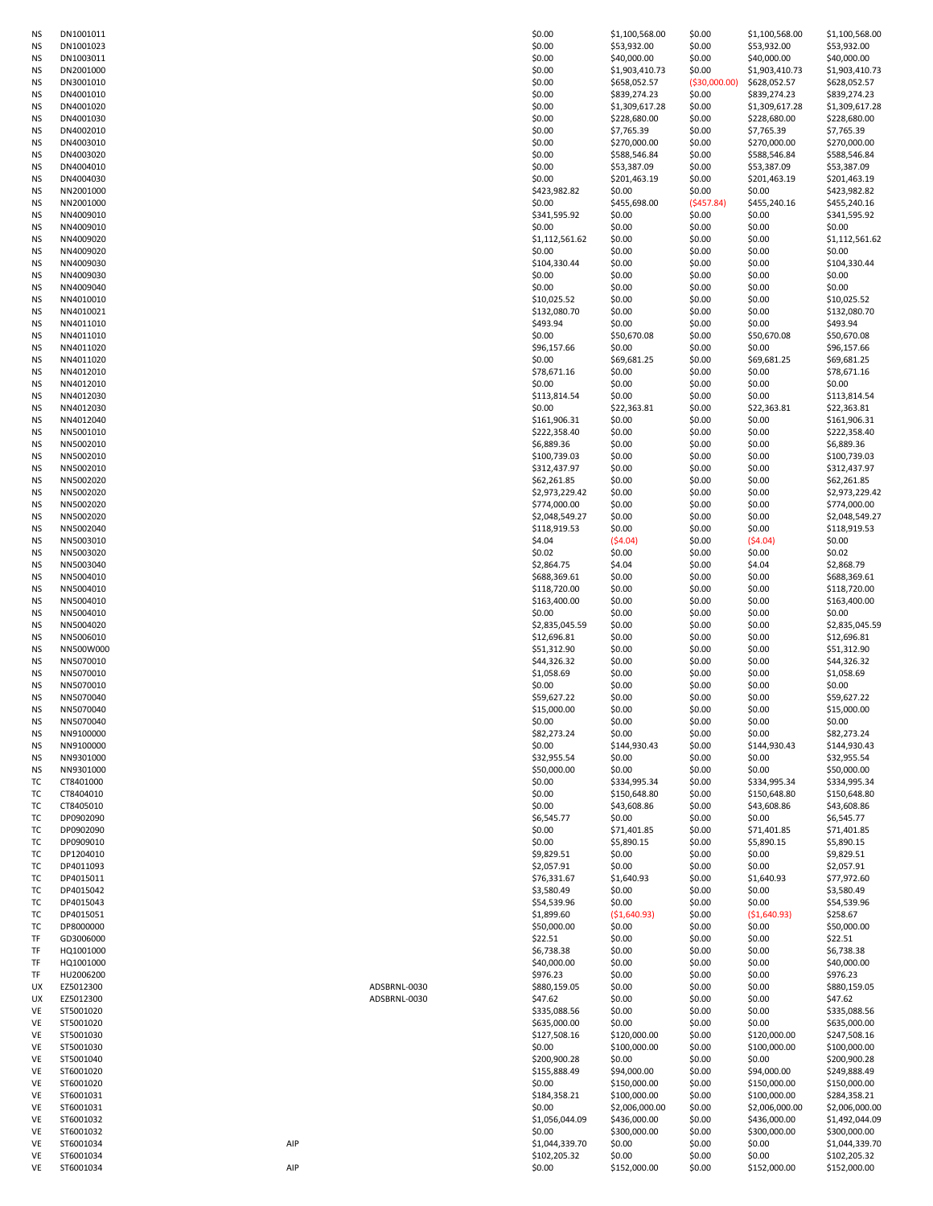| | | | | | | | | |
|---|---|---|---|---|---|---|---|---|
| NS | DN1001011 | | | $0.00 | $1,100,568.00 | $0.00 | $1,100,568.00 | $1,100,568.00 |
| NS | DN1001023 | | | $0.00 | $53,932.00 | $0.00 | $53,932.00 | $53,932.00 |
| NS | DN1003011 | | | $0.00 | $40,000.00 | $0.00 | $40,000.00 | $40,000.00 |
| NS | DN2001000 | | | $0.00 | $1,903,410.73 | $0.00 | $1,903,410.73 | $1,903,410.73 |
| NS | DN3001010 | | | $0.00 | $658,052.57 | ($30,000.00) | $628,052.57 | $628,052.57 |
| NS | DN4001010 | | | $0.00 | $839,274.23 | $0.00 | $839,274.23 | $839,274.23 |
| NS | DN4001020 | | | $0.00 | $1,309,617.28 | $0.00 | $1,309,617.28 | $1,309,617.28 |
| NS | DN4001030 | | | $0.00 | $228,680.00 | $0.00 | $228,680.00 | $228,680.00 |
| NS | DN4002010 | | | $0.00 | $7,765.39 | $0.00 | $7,765.39 | $7,765.39 |
| NS | DN4003010 | | | $0.00 | $270,000.00 | $0.00 | $270,000.00 | $270,000.00 |
| NS | DN4003020 | | | $0.00 | $588,546.84 | $0.00 | $588,546.84 | $588,546.84 |
| NS | DN4004010 | | | $0.00 | $53,387.09 | $0.00 | $53,387.09 | $53,387.09 |
| NS | DN4004030 | | | $0.00 | $201,463.19 | $0.00 | $201,463.19 | $201,463.19 |
| NS | NN2001000 | | | $423,982.82 | $0.00 | $0.00 | $0.00 | $423,982.82 |
| NS | NN2001000 | | | $0.00 | $455,698.00 | ($457.84) | $455,240.16 | $455,240.16 |
| NS | NN4009010 | | | $341,595.92 | $0.00 | $0.00 | $0.00 | $341,595.92 |
| NS | NN4009010 | | | $0.00 | $0.00 | $0.00 | $0.00 | $0.00 |
| NS | NN4009020 | | | $1,112,561.62 | $0.00 | $0.00 | $0.00 | $1,112,561.62 |
| NS | NN4009020 | | | $0.00 | $0.00 | $0.00 | $0.00 | $0.00 |
| NS | NN4009030 | | | $104,330.44 | $0.00 | $0.00 | $0.00 | $104,330.44 |
| NS | NN4009030 | | | $0.00 | $0.00 | $0.00 | $0.00 | $0.00 |
| NS | NN4009040 | | | $0.00 | $0.00 | $0.00 | $0.00 | $0.00 |
| NS | NN4010010 | | | $10,025.52 | $0.00 | $0.00 | $0.00 | $10,025.52 |
| NS | NN4010021 | | | $132,080.70 | $0.00 | $0.00 | $0.00 | $132,080.70 |
| NS | NN4011010 | | | $493.94 | $0.00 | $0.00 | $0.00 | $493.94 |
| NS | NN4011010 | | | $0.00 | $50,670.08 | $0.00 | $50,670.08 | $50,670.08 |
| NS | NN4011020 | | | $96,157.66 | $0.00 | $0.00 | $0.00 | $96,157.66 |
| NS | NN4011020 | | | $0.00 | $69,681.25 | $0.00 | $69,681.25 | $69,681.25 |
| NS | NN4012010 | | | $78,671.16 | $0.00 | $0.00 | $0.00 | $78,671.16 |
| NS | NN4012010 | | | $0.00 | $0.00 | $0.00 | $0.00 | $0.00 |
| NS | NN4012030 | | | $113,814.54 | $0.00 | $0.00 | $0.00 | $113,814.54 |
| NS | NN4012030 | | | $0.00 | $22,363.81 | $0.00 | $22,363.81 | $22,363.81 |
| NS | NN4012040 | | | $161,906.31 | $0.00 | $0.00 | $0.00 | $161,906.31 |
| NS | NN5001010 | | | $222,358.40 | $0.00 | $0.00 | $0.00 | $222,358.40 |
| NS | NN5002010 | | | $6,889.36 | $0.00 | $0.00 | $0.00 | $6,889.36 |
| NS | NN5002010 | | | $100,739.03 | $0.00 | $0.00 | $0.00 | $100,739.03 |
| NS | NN5002010 | | | $312,437.97 | $0.00 | $0.00 | $0.00 | $312,437.97 |
| NS | NN5002020 | | | $62,261.85 | $0.00 | $0.00 | $0.00 | $62,261.85 |
| NS | NN5002020 | | | $2,973,229.42 | $0.00 | $0.00 | $0.00 | $2,973,229.42 |
| NS | NN5002020 | | | $774,000.00 | $0.00 | $0.00 | $0.00 | $774,000.00 |
| NS | NN5002020 | | | $2,048,549.27 | $0.00 | $0.00 | $0.00 | $2,048,549.27 |
| NS | NN5002040 | | | $118,919.53 | $0.00 | $0.00 | $0.00 | $118,919.53 |
| NS | NN5003010 | | | $4.04 | ($4.04) | $0.00 | ($4.04) | $0.00 |
| NS | NN5003020 | | | $0.02 | $0.00 | $0.00 | $0.00 | $0.02 |
| NS | NN5003040 | | | $2,864.75 | $4.04 | $0.00 | $4.04 | $2,868.79 |
| NS | NN5004010 | | | $688,369.61 | $0.00 | $0.00 | $0.00 | $688,369.61 |
| NS | NN5004010 | | | $118,720.00 | $0.00 | $0.00 | $0.00 | $118,720.00 |
| NS | NN5004010 | | | $163,400.00 | $0.00 | $0.00 | $0.00 | $163,400.00 |
| NS | NN5004010 | | | $0.00 | $0.00 | $0.00 | $0.00 | $0.00 |
| NS | NN5004020 | | | $2,835,045.59 | $0.00 | $0.00 | $0.00 | $2,835,045.59 |
| NS | NN5006010 | | | $12,696.81 | $0.00 | $0.00 | $0.00 | $12,696.81 |
| NS | NN500W000 | | | $51,312.90 | $0.00 | $0.00 | $0.00 | $51,312.90 |
| NS | NN5070010 | | | $44,326.32 | $0.00 | $0.00 | $0.00 | $44,326.32 |
| NS | NN5070010 | | | $1,058.69 | $0.00 | $0.00 | $0.00 | $1,058.69 |
| NS | NN5070010 | | | $0.00 | $0.00 | $0.00 | $0.00 | $0.00 |
| NS | NN5070040 | | | $59,627.22 | $0.00 | $0.00 | $0.00 | $59,627.22 |
| NS | NN5070040 | | | $15,000.00 | $0.00 | $0.00 | $0.00 | $15,000.00 |
| NS | NN5070040 | | | $0.00 | $0.00 | $0.00 | $0.00 | $0.00 |
| NS | NN9100000 | | | $82,273.24 | $0.00 | $0.00 | $0.00 | $82,273.24 |
| NS | NN9100000 | | | $0.00 | $144,930.43 | $0.00 | $144,930.43 | $144,930.43 |
| NS | NN9301000 | | | $32,955.54 | $0.00 | $0.00 | $0.00 | $32,955.54 |
| NS | NN9301000 | | | $50,000.00 | $0.00 | $0.00 | $0.00 | $50,000.00 |
| TC | CT8401000 | | | $0.00 | $334,995.34 | $0.00 | $334,995.34 | $334,995.34 |
| TC | CT8404010 | | | $0.00 | $150,648.80 | $0.00 | $150,648.80 | $150,648.80 |
| TC | CT8405010 | | | $0.00 | $43,608.86 | $0.00 | $43,608.86 | $43,608.86 |
| TC | DP0902090 | | | $6,545.77 | $0.00 | $0.00 | $0.00 | $6,545.77 |
| TC | DP0902090 | | | $0.00 | $71,401.85 | $0.00 | $71,401.85 | $71,401.85 |
| TC | DP0909010 | | | $0.00 | $5,890.15 | $0.00 | $5,890.15 | $5,890.15 |
| TC | DP1204010 | | | $9,829.51 | $0.00 | $0.00 | $0.00 | $9,829.51 |
| TC | DP4011093 | | | $2,057.91 | $0.00 | $0.00 | $0.00 | $2,057.91 |
| TC | DP4015011 | | | $76,331.67 | $1,640.93 | $0.00 | $1,640.93 | $77,972.60 |
| TC | DP4015042 | | | $3,580.49 | $0.00 | $0.00 | $0.00 | $3,580.49 |
| TC | DP4015043 | | | $54,539.96 | $0.00 | $0.00 | $0.00 | $54,539.96 |
| TC | DP4015051 | | | $1,899.60 | ($1,640.93) | $0.00 | ($1,640.93) | $258.67 |
| TC | DP8000000 | | | $50,000.00 | $0.00 | $0.00 | $0.00 | $50,000.00 |
| TF | GD3006000 | | | $22.51 | $0.00 | $0.00 | $0.00 | $22.51 |
| TF | HQ1001000 | | | $6,738.38 | $0.00 | $0.00 | $0.00 | $6,738.38 |
| TF | HQ1001000 | | | $40,000.00 | $0.00 | $0.00 | $0.00 | $40,000.00 |
| TF | HU2006200 | | | $976.23 | $0.00 | $0.00 | $0.00 | $976.23 |
| UX | EZ5012300 | | ADSBRNL-0030 | $880,159.05 | $0.00 | $0.00 | $0.00 | $880,159.05 |
| UX | EZ5012300 | | ADSBRNL-0030 | $47.62 | $0.00 | $0.00 | $0.00 | $47.62 |
| VE | ST5001020 | | | $335,088.56 | $0.00 | $0.00 | $0.00 | $335,088.56 |
| VE | ST5001020 | | | $635,000.00 | $0.00 | $0.00 | $0.00 | $635,000.00 |
| VE | ST5001030 | | | $127,508.16 | $120,000.00 | $0.00 | $120,000.00 | $247,508.16 |
| VE | ST5001030 | | | $0.00 | $100,000.00 | $0.00 | $100,000.00 | $100,000.00 |
| VE | ST5001040 | | | $200,900.28 | $0.00 | $0.00 | $0.00 | $200,900.28 |
| VE | ST6001020 | | | $155,888.49 | $94,000.00 | $0.00 | $94,000.00 | $249,888.49 |
| VE | ST6001020 | | | $0.00 | $150,000.00 | $0.00 | $150,000.00 | $150,000.00 |
| VE | ST6001031 | | | $184,358.21 | $100,000.00 | $0.00 | $100,000.00 | $284,358.21 |
| VE | ST6001031 | | | $0.00 | $2,006,000.00 | $0.00 | $2,006,000.00 | $2,006,000.00 |
| VE | ST6001032 | | | $1,056,044.09 | $436,000.00 | $0.00 | $436,000.00 | $1,492,044.09 |
| VE | ST6001032 | | | $0.00 | $300,000.00 | $0.00 | $300,000.00 | $300,000.00 |
| VE | ST6001034 | AIP | | $1,044,339.70 | $0.00 | $0.00 | $0.00 | $1,044,339.70 |
| VE | ST6001034 | | | $102,205.32 | $0.00 | $0.00 | $0.00 | $102,205.32 |
| VE | ST6001034 | AIP | | $0.00 | $152,000.00 | $0.00 | $152,000.00 | $152,000.00 |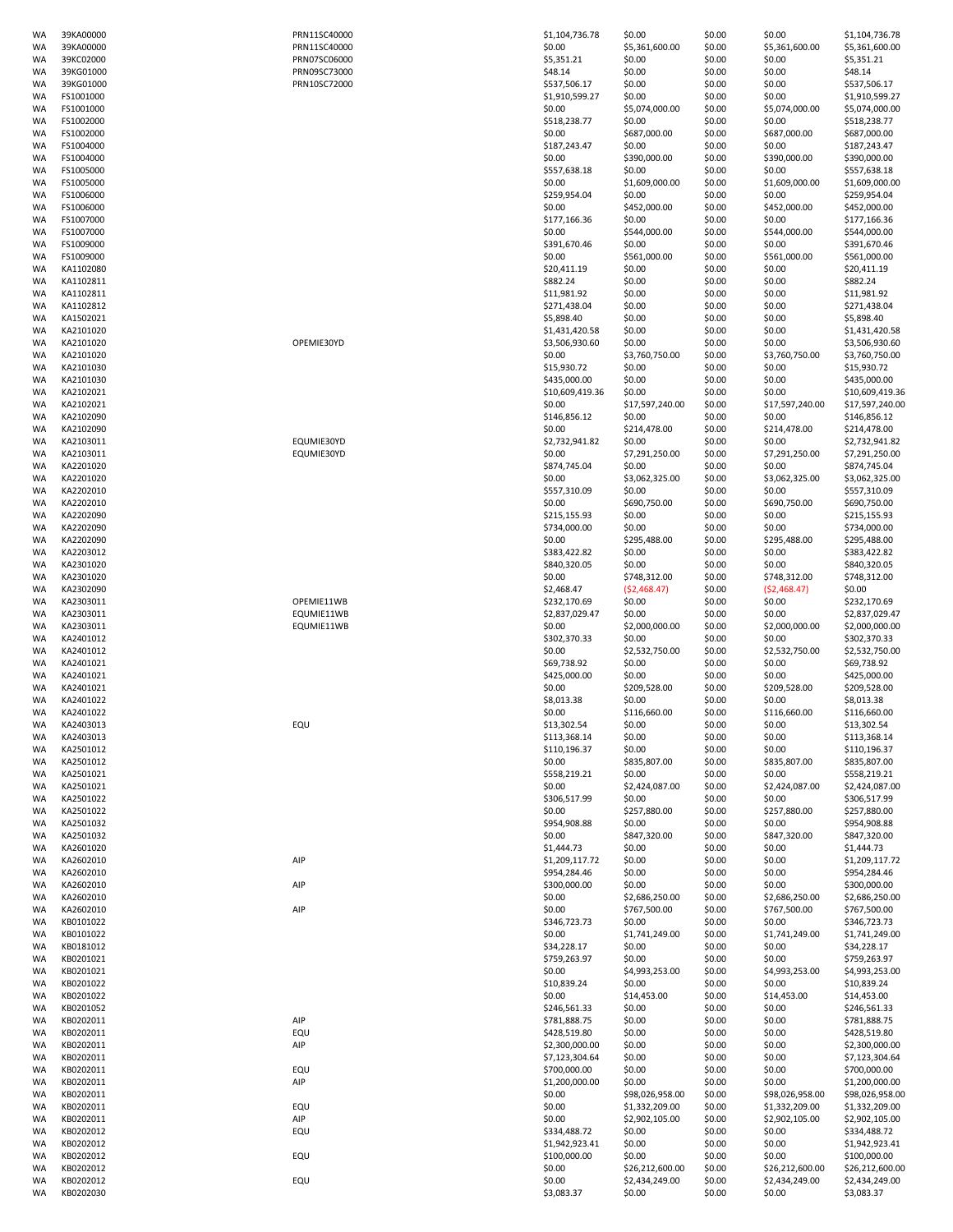| | | | | | | | |
|---|---|---|---|---|---|---|---|
| WA | 39KA00000 | PRN11SC40000 | $1,104,736.78 | $0.00 | $0.00 | $0.00 | $1,104,736.78 |
| WA | 39KA00000 | PRN11SC40000 | $0.00 | $5,361,600.00 | $0.00 | $5,361,600.00 | $5,361,600.00 |
| WA | 39KC02000 | PRN07SC06000 | $5,351.21 | $0.00 | $0.00 | $0.00 | $5,351.21 |
| WA | 39KG01000 | PRN09SC73000 | $48.14 | $0.00 | $0.00 | $0.00 | $48.14 |
| WA | 39KG01000 | PRN10SC72000 | $537,506.17 | $0.00 | $0.00 | $0.00 | $537,506.17 |
| WA | FS1001000 | | $1,910,599.27 | $0.00 | $0.00 | $0.00 | $1,910,599.27 |
| WA | FS1001000 | | $0.00 | $5,074,000.00 | $0.00 | $5,074,000.00 | $5,074,000.00 |
| WA | FS1002000 | | $518,238.77 | $0.00 | $0.00 | $0.00 | $518,238.77 |
| WA | FS1002000 | | $0.00 | $687,000.00 | $0.00 | $687,000.00 | $687,000.00 |
| WA | FS1004000 | | $187,243.47 | $0.00 | $0.00 | $0.00 | $187,243.47 |
| WA | FS1004000 | | $0.00 | $390,000.00 | $0.00 | $390,000.00 | $390,000.00 |
| WA | FS1005000 | | $557,638.18 | $0.00 | $0.00 | $0.00 | $557,638.18 |
| WA | FS1005000 | | $0.00 | $1,609,000.00 | $0.00 | $1,609,000.00 | $1,609,000.00 |
| WA | FS1006000 | | $259,954.04 | $0.00 | $0.00 | $0.00 | $259,954.04 |
| WA | FS1006000 | | $0.00 | $452,000.00 | $0.00 | $452,000.00 | $452,000.00 |
| WA | FS1007000 | | $177,166.36 | $0.00 | $0.00 | $0.00 | $177,166.36 |
| WA | FS1007000 | | $0.00 | $544,000.00 | $0.00 | $544,000.00 | $544,000.00 |
| WA | FS1009000 | | $391,670.46 | $0.00 | $0.00 | $0.00 | $391,670.46 |
| WA | FS1009000 | | $0.00 | $561,000.00 | $0.00 | $561,000.00 | $561,000.00 |
| WA | KA1102080 | | $20,411.19 | $0.00 | $0.00 | $0.00 | $20,411.19 |
| WA | KA1102811 | | $882.24 | $0.00 | $0.00 | $0.00 | $882.24 |
| WA | KA1102811 | | $11,981.92 | $0.00 | $0.00 | $0.00 | $11,981.92 |
| WA | KA1102812 | | $271,438.04 | $0.00 | $0.00 | $0.00 | $271,438.04 |
| WA | KA1502021 | | $5,898.40 | $0.00 | $0.00 | $0.00 | $5,898.40 |
| WA | KA2101020 | | $1,431,420.58 | $0.00 | $0.00 | $0.00 | $1,431,420.58 |
| WA | KA2101020 | OPEMIE30YD | $3,506,930.60 | $0.00 | $0.00 | $0.00 | $3,506,930.60 |
| WA | KA2101020 | | $0.00 | $3,760,750.00 | $0.00 | $3,760,750.00 | $3,760,750.00 |
| WA | KA2101030 | | $15,930.72 | $0.00 | $0.00 | $0.00 | $15,930.72 |
| WA | KA2101030 | | $435,000.00 | $0.00 | $0.00 | $0.00 | $435,000.00 |
| WA | KA2102021 | | $10,609,419.36 | $0.00 | $0.00 | $0.00 | $10,609,419.36 |
| WA | KA2102021 | | $0.00 | $17,597,240.00 | $0.00 | $17,597,240.00 | $17,597,240.00 |
| WA | KA2102090 | | $146,856.12 | $0.00 | $0.00 | $0.00 | $146,856.12 |
| WA | KA2102090 | | $0.00 | $214,478.00 | $0.00 | $214,478.00 | $214,478.00 |
| WA | KA2103011 | EQUMIE30YD | $2,732,941.82 | $0.00 | $0.00 | $0.00 | $2,732,941.82 |
| WA | KA2103011 | EQUMIE30YD | $0.00 | $7,291,250.00 | $0.00 | $7,291,250.00 | $7,291,250.00 |
| WA | KA2201020 | | $874,745.04 | $0.00 | $0.00 | $0.00 | $874,745.04 |
| WA | KA2201020 | | $0.00 | $3,062,325.00 | $0.00 | $3,062,325.00 | $3,062,325.00 |
| WA | KA2202010 | | $557,310.09 | $0.00 | $0.00 | $0.00 | $557,310.09 |
| WA | KA2202010 | | $0.00 | $690,750.00 | $0.00 | $690,750.00 | $690,750.00 |
| WA | KA2202090 | | $215,155.93 | $0.00 | $0.00 | $0.00 | $215,155.93 |
| WA | KA2202090 | | $734,000.00 | $0.00 | $0.00 | $0.00 | $734,000.00 |
| WA | KA2202090 | | $0.00 | $295,488.00 | $0.00 | $295,488.00 | $295,488.00 |
| WA | KA2203012 | | $383,422.82 | $0.00 | $0.00 | $0.00 | $383,422.82 |
| WA | KA2301020 | | $840,320.05 | $0.00 | $0.00 | $0.00 | $840,320.05 |
| WA | KA2301020 | | $0.00 | $748,312.00 | $0.00 | $748,312.00 | $748,312.00 |
| WA | KA2302090 | | $2,468.47 | ($2,468.47) | $0.00 | ($2,468.47) | $0.00 |
| WA | KA2303011 | OPEMIE11WB | $232,170.69 | $0.00 | $0.00 | $0.00 | $232,170.69 |
| WA | KA2303011 | EQUMIE11WB | $2,837,029.47 | $0.00 | $0.00 | $0.00 | $2,837,029.47 |
| WA | KA2303011 | EQUMIE11WB | $0.00 | $2,000,000.00 | $0.00 | $2,000,000.00 | $2,000,000.00 |
| WA | KA2401012 | | $302,370.33 | $0.00 | $0.00 | $0.00 | $302,370.33 |
| WA | KA2401012 | | $0.00 | $2,532,750.00 | $0.00 | $2,532,750.00 | $2,532,750.00 |
| WA | KA2401021 | | $69,738.92 | $0.00 | $0.00 | $0.00 | $69,738.92 |
| WA | KA2401021 | | $425,000.00 | $0.00 | $0.00 | $0.00 | $425,000.00 |
| WA | KA2401021 | | $0.00 | $209,528.00 | $0.00 | $209,528.00 | $209,528.00 |
| WA | KA2401022 | | $8,013.38 | $0.00 | $0.00 | $0.00 | $8,013.38 |
| WA | KA2401022 | | $0.00 | $116,660.00 | $0.00 | $116,660.00 | $116,660.00 |
| WA | KA2403013 | EQU | $13,302.54 | $0.00 | $0.00 | $0.00 | $13,302.54 |
| WA | KA2403013 | | $113,368.14 | $0.00 | $0.00 | $0.00 | $113,368.14 |
| WA | KA2501012 | | $110,196.37 | $0.00 | $0.00 | $0.00 | $110,196.37 |
| WA | KA2501012 | | $0.00 | $835,807.00 | $0.00 | $835,807.00 | $835,807.00 |
| WA | KA2501021 | | $558,219.21 | $0.00 | $0.00 | $0.00 | $558,219.21 |
| WA | KA2501021 | | $0.00 | $2,424,087.00 | $0.00 | $2,424,087.00 | $2,424,087.00 |
| WA | KA2501022 | | $306,517.99 | $0.00 | $0.00 | $0.00 | $306,517.99 |
| WA | KA2501022 | | $0.00 | $257,880.00 | $0.00 | $257,880.00 | $257,880.00 |
| WA | KA2501032 | | $954,908.88 | $0.00 | $0.00 | $0.00 | $954,908.88 |
| WA | KA2501032 | | $0.00 | $847,320.00 | $0.00 | $847,320.00 | $847,320.00 |
| WA | KA2601020 | | $1,444.73 | $0.00 | $0.00 | $0.00 | $1,444.73 |
| WA | KA2602010 | AIP | $1,209,117.72 | $0.00 | $0.00 | $0.00 | $1,209,117.72 |
| WA | KA2602010 | | $954,284.46 | $0.00 | $0.00 | $0.00 | $954,284.46 |
| WA | KA2602010 | AIP | $300,000.00 | $0.00 | $0.00 | $0.00 | $300,000.00 |
| WA | KA2602010 | | $0.00 | $2,686,250.00 | $0.00 | $2,686,250.00 | $2,686,250.00 |
| WA | KA2602010 | AIP | $0.00 | $767,500.00 | $0.00 | $767,500.00 | $767,500.00 |
| WA | KB0101022 | | $346,723.73 | $0.00 | $0.00 | $0.00 | $346,723.73 |
| WA | KB0101022 | | $0.00 | $1,741,249.00 | $0.00 | $1,741,249.00 | $1,741,249.00 |
| WA | KB0181012 | | $34,228.17 | $0.00 | $0.00 | $0.00 | $34,228.17 |
| WA | KB0201021 | | $759,263.97 | $0.00 | $0.00 | $0.00 | $759,263.97 |
| WA | KB0201021 | | $0.00 | $4,993,253.00 | $0.00 | $4,993,253.00 | $4,993,253.00 |
| WA | KB0201022 | | $10,839.24 | $0.00 | $0.00 | $0.00 | $10,839.24 |
| WA | KB0201022 | | $0.00 | $14,453.00 | $0.00 | $14,453.00 | $14,453.00 |
| WA | KB0201052 | | $246,561.33 | $0.00 | $0.00 | $0.00 | $246,561.33 |
| WA | KB0202011 | AIP | $781,888.75 | $0.00 | $0.00 | $0.00 | $781,888.75 |
| WA | KB0202011 | EQU | $428,519.80 | $0.00 | $0.00 | $0.00 | $428,519.80 |
| WA | KB0202011 | AIP | $2,300,000.00 | $0.00 | $0.00 | $0.00 | $2,300,000.00 |
| WA | KB0202011 | | $7,123,304.64 | $0.00 | $0.00 | $0.00 | $7,123,304.64 |
| WA | KB0202011 | EQU | $700,000.00 | $0.00 | $0.00 | $0.00 | $700,000.00 |
| WA | KB0202011 | AIP | $1,200,000.00 | $0.00 | $0.00 | $0.00 | $1,200,000.00 |
| WA | KB0202011 | | $0.00 | $98,026,958.00 | $0.00 | $98,026,958.00 | $98,026,958.00 |
| WA | KB0202011 | EQU | $0.00 | $1,332,209.00 | $0.00 | $1,332,209.00 | $1,332,209.00 |
| WA | KB0202011 | AIP | $0.00 | $2,902,105.00 | $0.00 | $2,902,105.00 | $2,902,105.00 |
| WA | KB0202012 | EQU | $334,488.72 | $0.00 | $0.00 | $0.00 | $334,488.72 |
| WA | KB0202012 | | $1,942,923.41 | $0.00 | $0.00 | $0.00 | $1,942,923.41 |
| WA | KB0202012 | EQU | $100,000.00 | $0.00 | $0.00 | $0.00 | $100,000.00 |
| WA | KB0202012 | | $0.00 | $26,212,600.00 | $0.00 | $26,212,600.00 | $26,212,600.00 |
| WA | KB0202012 | EQU | $0.00 | $2,434,249.00 | $0.00 | $2,434,249.00 | $2,434,249.00 |
| WA | KB0202030 | | $3,083.37 | $0.00 | $0.00 | $0.00 | $3,083.37 |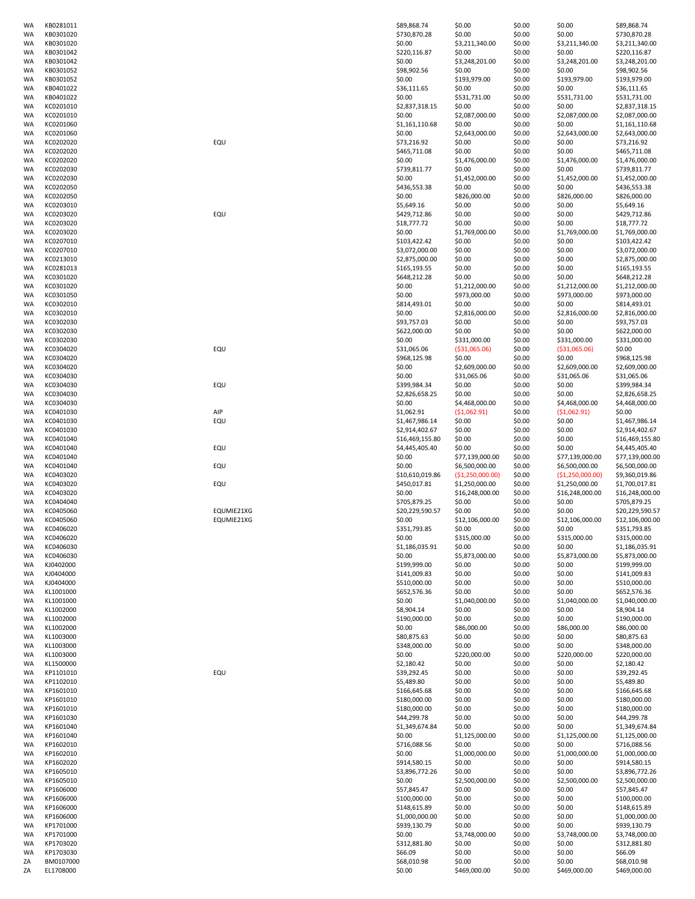| | | | | | | | |
|---|---|---|---|---|---|---|---|
| WA | KB0281011 | | $89,868.74 | $0.00 | $0.00 | $0.00 | $89,868.74 |
| WA | KB0301020 | | $730,870.28 | $0.00 | $0.00 | $0.00 | $730,870.28 |
| WA | KB0301020 | | $0.00 | $3,211,340.00 | $0.00 | $3,211,340.00 | $3,211,340.00 |
| WA | KB0301042 | | $220,116.87 | $0.00 | $0.00 | $0.00 | $220,116.87 |
| WA | KB0301042 | | $0.00 | $3,248,201.00 | $0.00 | $3,248,201.00 | $3,248,201.00 |
| WA | KB0301052 | | $98,902.56 | $0.00 | $0.00 | $0.00 | $98,902.56 |
| WA | KB0301052 | | $0.00 | $193,979.00 | $0.00 | $193,979.00 | $193,979.00 |
| WA | KB0401022 | | $36,111.65 | $0.00 | $0.00 | $0.00 | $36,111.65 |
| WA | KB0401022 | | $0.00 | $531,731.00 | $0.00 | $531,731.00 | $531,731.00 |
| WA | KC0201010 | | $2,837,318.15 | $0.00 | $0.00 | $0.00 | $2,837,318.15 |
| WA | KC0201010 | | $0.00 | $2,087,000.00 | $0.00 | $2,087,000.00 | $2,087,000.00 |
| WA | KC0201060 | | $1,161,110.68 | $0.00 | $0.00 | $0.00 | $1,161,110.68 |
| WA | KC0201060 | | $0.00 | $2,643,000.00 | $0.00 | $2,643,000.00 | $2,643,000.00 |
| WA | KC0202020 | EQU | $73,216.92 | $0.00 | $0.00 | $0.00 | $73,216.92 |
| WA | KC0202020 | | $465,711.08 | $0.00 | $0.00 | $0.00 | $465,711.08 |
| WA | KC0202020 | | $0.00 | $1,476,000.00 | $0.00 | $1,476,000.00 | $1,476,000.00 |
| WA | KC0202030 | | $739,811.77 | $0.00 | $0.00 | $0.00 | $739,811.77 |
| WA | KC0202030 | | $0.00 | $1,452,000.00 | $0.00 | $1,452,000.00 | $1,452,000.00 |
| WA | KC0202050 | | $436,553.38 | $0.00 | $0.00 | $0.00 | $436,553.38 |
| WA | KC0202050 | | $0.00 | $826,000.00 | $0.00 | $826,000.00 | $826,000.00 |
| WA | KC0203010 | | $5,649.16 | $0.00 | $0.00 | $0.00 | $5,649.16 |
| WA | KC0203020 | EQU | $429,712.86 | $0.00 | $0.00 | $0.00 | $429,712.86 |
| WA | KC0203020 | | $18,777.72 | $0.00 | $0.00 | $0.00 | $18,777.72 |
| WA | KC0203020 | | $0.00 | $1,769,000.00 | $0.00 | $1,769,000.00 | $1,769,000.00 |
| WA | KC0207010 | | $103,422.42 | $0.00 | $0.00 | $0.00 | $103,422.42 |
| WA | KC0207010 | | $3,072,000.00 | $0.00 | $0.00 | $0.00 | $3,072,000.00 |
| WA | KC0213010 | | $2,875,000.00 | $0.00 | $0.00 | $0.00 | $2,875,000.00 |
| WA | KC0281013 | | $165,193.55 | $0.00 | $0.00 | $0.00 | $165,193.55 |
| WA | KC0301020 | | $648,212.28 | $0.00 | $0.00 | $0.00 | $648,212.28 |
| WA | KC0301020 | | $0.00 | $1,212,000.00 | $0.00 | $1,212,000.00 | $1,212,000.00 |
| WA | KC0301050 | | $0.00 | $973,000.00 | $0.00 | $973,000.00 | $973,000.00 |
| WA | KC0302010 | | $814,493.01 | $0.00 | $0.00 | $0.00 | $814,493.01 |
| WA | KC0302010 | | $0.00 | $2,816,000.00 | $0.00 | $2,816,000.00 | $2,816,000.00 |
| WA | KC0302030 | | $93,757.03 | $0.00 | $0.00 | $0.00 | $93,757.03 |
| WA | KC0302030 | | $622,000.00 | $0.00 | $0.00 | $0.00 | $622,000.00 |
| WA | KC0302030 | | $0.00 | $331,000.00 | $0.00 | $331,000.00 | $331,000.00 |
| WA | KC0304020 | EQU | $31,065.06 | ($31,065.06) | $0.00 | ($31,065.06) | $0.00 |
| WA | KC0304020 | | $968,125.98 | $0.00 | $0.00 | $0.00 | $968,125.98 |
| WA | KC0304020 | | $0.00 | $2,609,000.00 | $0.00 | $2,609,000.00 | $2,609,000.00 |
| WA | KC0304030 | | $0.00 | $31,065.06 | $0.00 | $31,065.06 | $31,065.06 |
| WA | KC0304030 | EQU | $399,984.34 | $0.00 | $0.00 | $0.00 | $399,984.34 |
| WA | KC0304030 | | $2,826,658.25 | $0.00 | $0.00 | $0.00 | $2,826,658.25 |
| WA | KC0304030 | | $0.00 | $4,468,000.00 | $0.00 | $4,468,000.00 | $4,468,000.00 |
| WA | KC0401030 | AIP | $1,062.91 | ($1,062.91) | $0.00 | ($1,062.91) | $0.00 |
| WA | KC0401030 | EQU | $1,467,986.14 | $0.00 | $0.00 | $0.00 | $1,467,986.14 |
| WA | KC0401030 | | $2,914,402.67 | $0.00 | $0.00 | $0.00 | $2,914,402.67 |
| WA | KC0401040 | | $16,469,155.80 | $0.00 | $0.00 | $0.00 | $16,469,155.80 |
| WA | KC0401040 | EQU | $4,445,405.40 | $0.00 | $0.00 | $0.00 | $4,445,405.40 |
| WA | KC0401040 | | $0.00 | $77,139,000.00 | $0.00 | $77,139,000.00 | $77,139,000.00 |
| WA | KC0401040 | EQU | $0.00 | $6,500,000.00 | $0.00 | $6,500,000.00 | $6,500,000.00 |
| WA | KC0403020 | | $10,610,019.86 | ($1,250,000.00) | $0.00 | ($1,250,000.00) | $9,360,019.86 |
| WA | KC0403020 | EQU | $450,017.81 | $1,250,000.00 | $0.00 | $1,250,000.00 | $1,700,017.81 |
| WA | KC0403020 | | $0.00 | $16,248,000.00 | $0.00 | $16,248,000.00 | $16,248,000.00 |
| WA | KC0404040 | | $705,879.25 | $0.00 | $0.00 | $0.00 | $705,879.25 |
| WA | KC0405060 | EQUMIE21XG | $20,229,590.57 | $0.00 | $0.00 | $0.00 | $20,229,590.57 |
| WA | KC0405060 | EQUMIE21XG | $0.00 | $12,106,000.00 | $0.00 | $12,106,000.00 | $12,106,000.00 |
| WA | KC0406020 | | $351,793.85 | $0.00 | $0.00 | $0.00 | $351,793.85 |
| WA | KC0406020 | | $0.00 | $315,000.00 | $0.00 | $315,000.00 | $315,000.00 |
| WA | KC0406030 | | $1,186,035.91 | $0.00 | $0.00 | $0.00 | $1,186,035.91 |
| WA | KC0406030 | | $0.00 | $5,873,000.00 | $0.00 | $5,873,000.00 | $5,873,000.00 |
| WA | KJ0402000 | | $199,999.00 | $0.00 | $0.00 | $0.00 | $199,999.00 |
| WA | KJ0404000 | | $141,009.83 | $0.00 | $0.00 | $0.00 | $141,009.83 |
| WA | KJ0404000 | | $510,000.00 | $0.00 | $0.00 | $0.00 | $510,000.00 |
| WA | KL1001000 | | $652,576.36 | $0.00 | $0.00 | $0.00 | $652,576.36 |
| WA | KL1001000 | | $0.00 | $1,040,000.00 | $0.00 | $1,040,000.00 | $1,040,000.00 |
| WA | KL1002000 | | $8,904.14 | $0.00 | $0.00 | $0.00 | $8,904.14 |
| WA | KL1002000 | | $190,000.00 | $0.00 | $0.00 | $0.00 | $190,000.00 |
| WA | KL1002000 | | $0.00 | $86,000.00 | $0.00 | $86,000.00 | $86,000.00 |
| WA | KL1003000 | | $80,875.63 | $0.00 | $0.00 | $0.00 | $80,875.63 |
| WA | KL1003000 | | $348,000.00 | $0.00 | $0.00 | $0.00 | $348,000.00 |
| WA | KL1003000 | | $0.00 | $220,000.00 | $0.00 | $220,000.00 | $220,000.00 |
| WA | KL1500000 | | $2,180.42 | $0.00 | $0.00 | $0.00 | $2,180.42 |
| WA | KP1101010 | EQU | $39,292.45 | $0.00 | $0.00 | $0.00 | $39,292.45 |
| WA | KP1102010 | | $5,489.80 | $0.00 | $0.00 | $0.00 | $5,489.80 |
| WA | KP1601010 | | $166,645.68 | $0.00 | $0.00 | $0.00 | $166,645.68 |
| WA | KP1601010 | | $180,000.00 | $0.00 | $0.00 | $0.00 | $180,000.00 |
| WA | KP1601010 | | $180,000.00 | $0.00 | $0.00 | $0.00 | $180,000.00 |
| WA | KP1601030 | | $44,299.78 | $0.00 | $0.00 | $0.00 | $44,299.78 |
| WA | KP1601040 | | $1,349,674.84 | $0.00 | $0.00 | $0.00 | $1,349,674.84 |
| WA | KP1601040 | | $0.00 | $1,125,000.00 | $0.00 | $1,125,000.00 | $1,125,000.00 |
| WA | KP1602010 | | $716,088.56 | $0.00 | $0.00 | $0.00 | $716,088.56 |
| WA | KP1602010 | | $0.00 | $1,000,000.00 | $0.00 | $1,000,000.00 | $1,000,000.00 |
| WA | KP1602020 | | $914,580.15 | $0.00 | $0.00 | $0.00 | $914,580.15 |
| WA | KP1605010 | | $3,896,772.26 | $0.00 | $0.00 | $0.00 | $3,896,772.26 |
| WA | KP1605010 | | $0.00 | $2,500,000.00 | $0.00 | $2,500,000.00 | $2,500,000.00 |
| WA | KP1606000 | | $57,845.47 | $0.00 | $0.00 | $0.00 | $57,845.47 |
| WA | KP1606000 | | $100,000.00 | $0.00 | $0.00 | $0.00 | $100,000.00 |
| WA | KP1606000 | | $148,615.89 | $0.00 | $0.00 | $0.00 | $148,615.89 |
| WA | KP1606000 | | $1,000,000.00 | $0.00 | $0.00 | $0.00 | $1,000,000.00 |
| WA | KP1701000 | | $939,130.79 | $0.00 | $0.00 | $0.00 | $939,130.79 |
| WA | KP1701000 | | $0.00 | $3,748,000.00 | $0.00 | $3,748,000.00 | $3,748,000.00 |
| WA | KP1703020 | | $312,881.80 | $0.00 | $0.00 | $0.00 | $312,881.80 |
| WA | KP1703030 | | $66.09 | $0.00 | $0.00 | $0.00 | $66.09 |
| ZA | BM0107000 | | $68,010.98 | $0.00 | $0.00 | $0.00 | $68,010.98 |
| ZA | EL1708000 | | $0.00 | $469,000.00 | $0.00 | $469,000.00 | $469,000.00 |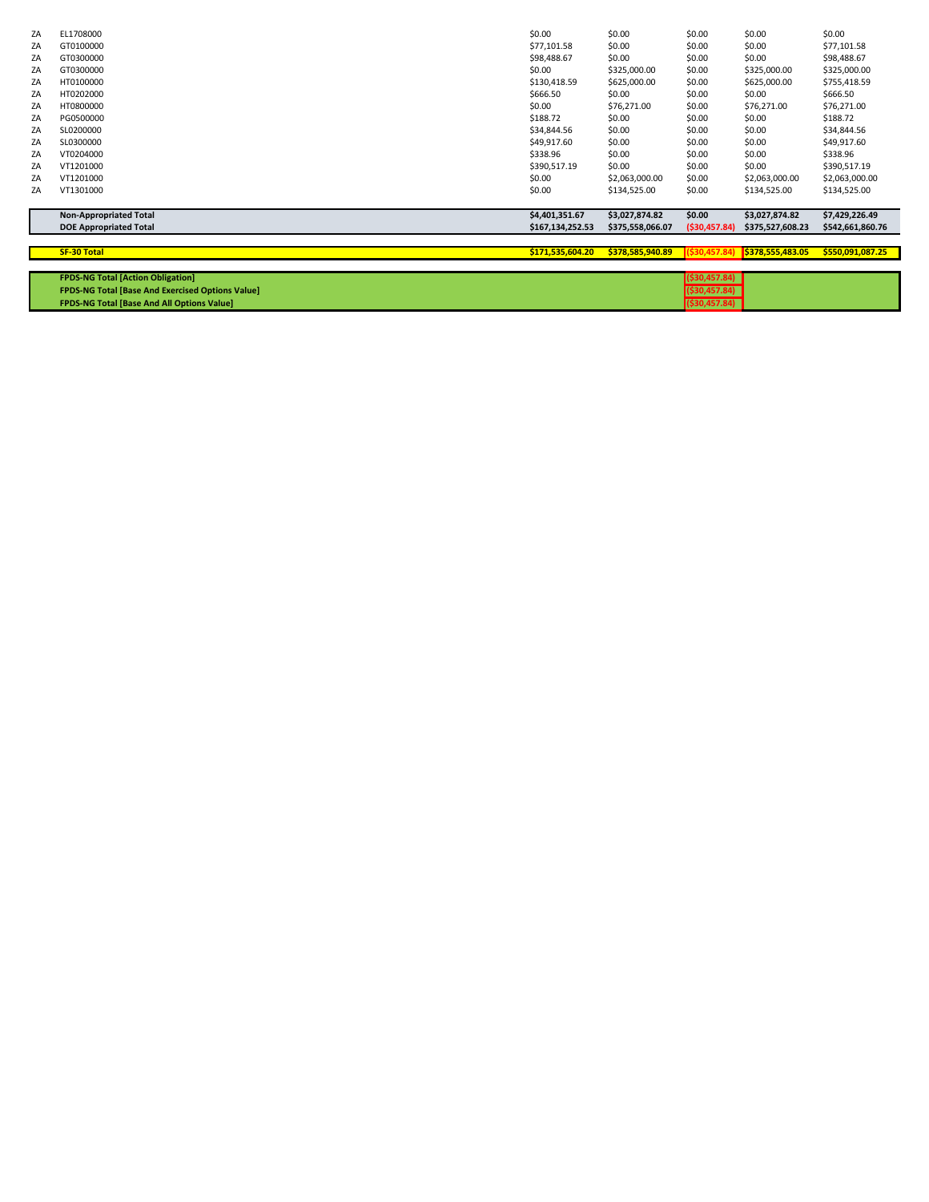| | | | | | | |
|---|---|---|---|---|---|---|
| ZA | EL1708000 | $0.00 | $0.00 | $0.00 | $0.00 | $0.00 |
| ZA | GT0100000 | $77,101.58 | $0.00 | $0.00 | $0.00 | $77,101.58 |
| ZA | GT0300000 | $98,488.67 | $0.00 | $0.00 | $0.00 | $98,488.67 |
| ZA | GT0300000 | $0.00 | $325,000.00 | $0.00 | $325,000.00 | $325,000.00 |
| ZA | HT0100000 | $130,418.59 | $625,000.00 | $0.00 | $625,000.00 | $755,418.59 |
| ZA | HT0202000 | $666.50 | $0.00 | $0.00 | $0.00 | $666.50 |
| ZA | HT0800000 | $0.00 | $76,271.00 | $0.00 | $76,271.00 | $76,271.00 |
| ZA | PG0500000 | $188.72 | $0.00 | $0.00 | $0.00 | $188.72 |
| ZA | SL0200000 | $34,844.56 | $0.00 | $0.00 | $0.00 | $34,844.56 |
| ZA | SL0300000 | $49,917.60 | $0.00 | $0.00 | $0.00 | $49,917.60 |
| ZA | VT0204000 | $338.96 | $0.00 | $0.00 | $0.00 | $338.96 |
| ZA | VT1201000 | $390,517.19 | $0.00 | $0.00 | $0.00 | $390,517.19 |
| ZA | VT1201000 | $0.00 | $2,063,000.00 | $0.00 | $2,063,000.00 | $2,063,000.00 |
| ZA | VT1301000 | $0.00 | $134,525.00 | $0.00 | $134,525.00 | $134,525.00 |
| | **Non-Appropriated Total** | **$4,401,351.67** | **$3,027,874.82** | **$0.00** | **$3,027,874.82** | **$7,429,226.49** |
| | **DOE Appropriated Total** | **$167,134,252.53** | **$375,558,066.07** | **($30,457.84)** | **$375,527,608.23** | **$542,661,860.76** |
| | **SF-30 Total** | **$171,535,604.20** | **$378,585,940.89** | **($30,457.84)** | **$378,555,483.05** | **$550,091,087.25** |
| | **FPDS-NG Total [Action Obligation]** | | | **($30,457.84)** | | |
| | **FPDS-NG Total [Base And Exercised Options Value]** | | | **($30,457.84)** | | |
| | **FPDS-NG Total [Base And All Options Value]** | | | **($30,457.84)** | | |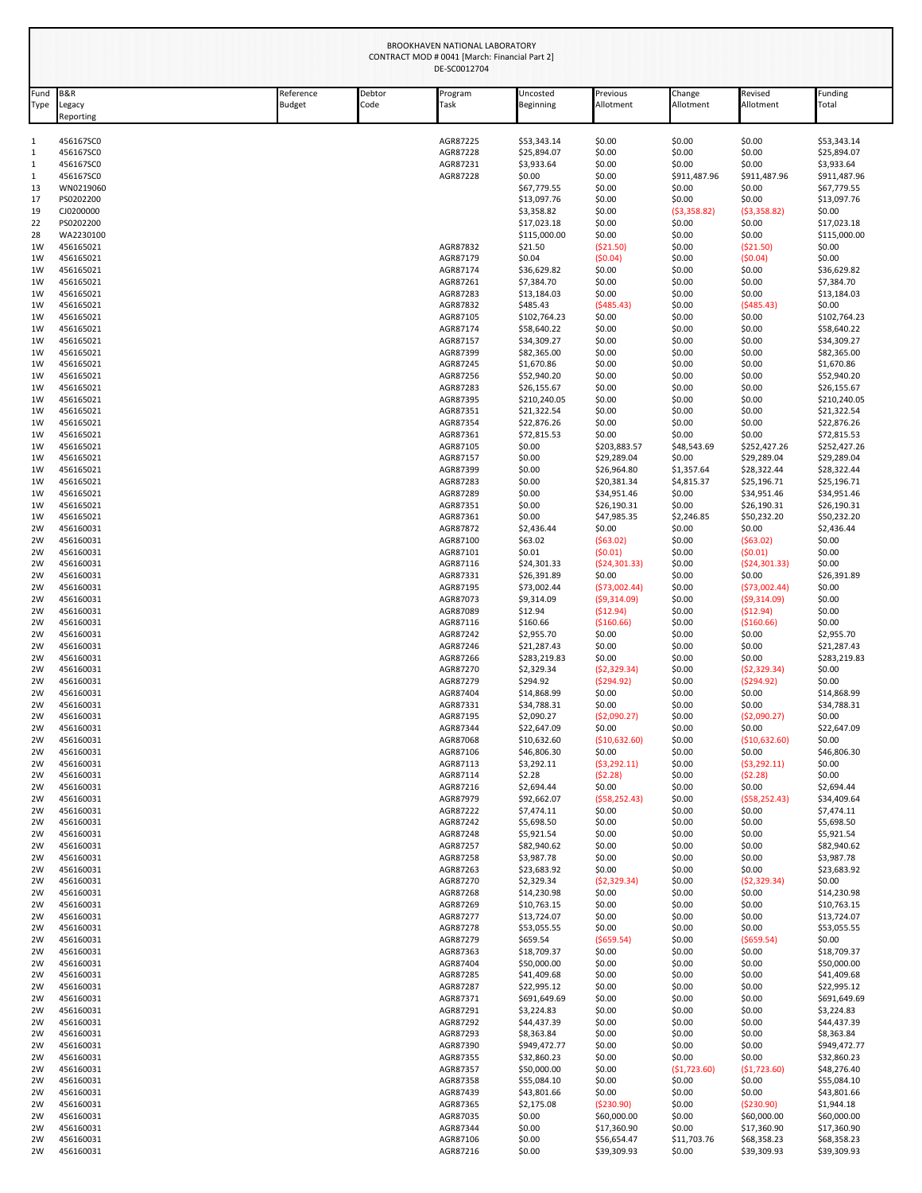BROOKHAVEN NATIONAL LABORATORY
CONTRACT MOD # 0041 [March: Financial Part 2]
DE-SC0012704

| Fund Type | B&R Legacy Reporting | Reference Budget | Debtor Code | Program Task | Uncosted Beginning | Previous Allotment | Change Allotment | Revised Allotment | Funding Total |
|---|---|---|---|---|---|---|---|---|---|
| 1 | 456167SC0 | | | AGR87225 | $53,343.14 | $0.00 | $0.00 | $0.00 | $53,343.14 |
| 1 | 456167SC0 | | | AGR87228 | $25,894.07 | $0.00 | $0.00 | $0.00 | $25,894.07 |
| 1 | 456167SC0 | | | AGR87231 | $3,933.64 | $0.00 | $0.00 | $0.00 | $3,933.64 |
| 1 | 456167SC0 | | | AGR87228 | $0.00 | $0.00 | $911,487.96 | $911,487.96 | $911,487.96 |
| 13 | WN0219060 | | | | $67,779.55 | $0.00 | $0.00 | $0.00 | $67,779.55 |
| 17 | PS0202200 | | | | $13,097.76 | $0.00 | $0.00 | $0.00 | $13,097.76 |
| 19 | CJ0200000 | | | | $3,358.82 | $0.00 | ($3,358.82) | ($3,358.82) | $0.00 |
| 22 | PS0202200 | | | | $17,023.18 | $0.00 | $0.00 | $0.00 | $17,023.18 |
| 28 | WA2230100 | | | | $115,000.00 | $0.00 | $0.00 | $0.00 | $115,000.00 |
| 1W | 456165021 | | | AGR87832 | $21.50 | ($21.50) | $0.00 | ($21.50) | $0.00 |
| 1W | 456165021 | | | AGR87179 | $0.04 | ($0.04) | $0.00 | ($0.04) | $0.00 |
| 1W | 456165021 | | | AGR87174 | $36,629.82 | $0.00 | $0.00 | $0.00 | $36,629.82 |
| 1W | 456165021 | | | AGR87261 | $7,384.70 | $0.00 | $0.00 | $0.00 | $7,384.70 |
| 1W | 456165021 | | | AGR87283 | $13,184.03 | $0.00 | $0.00 | $0.00 | $13,184.03 |
| 1W | 456165021 | | | AGR87832 | $485.43 | ($485.43) | $0.00 | ($485.43) | $0.00 |
| 1W | 456165021 | | | AGR87105 | $102,764.23 | $0.00 | $0.00 | $0.00 | $102,764.23 |
| 1W | 456165021 | | | AGR87174 | $58,640.22 | $0.00 | $0.00 | $0.00 | $58,640.22 |
| 1W | 456165021 | | | AGR87157 | $34,309.27 | $0.00 | $0.00 | $0.00 | $34,309.27 |
| 1W | 456165021 | | | AGR87399 | $82,365.00 | $0.00 | $0.00 | $0.00 | $82,365.00 |
| 1W | 456165021 | | | AGR87245 | $1,670.86 | $0.00 | $0.00 | $0.00 | $1,670.86 |
| 1W | 456165021 | | | AGR87256 | $52,940.20 | $0.00 | $0.00 | $0.00 | $52,940.20 |
| 1W | 456165021 | | | AGR87283 | $26,155.67 | $0.00 | $0.00 | $0.00 | $26,155.67 |
| 1W | 456165021 | | | AGR87395 | $210,240.05 | $0.00 | $0.00 | $0.00 | $210,240.05 |
| 1W | 456165021 | | | AGR87351 | $21,322.54 | $0.00 | $0.00 | $0.00 | $21,322.54 |
| 1W | 456165021 | | | AGR87354 | $22,876.26 | $0.00 | $0.00 | $0.00 | $22,876.26 |
| 1W | 456165021 | | | AGR87361 | $72,815.53 | $0.00 | $0.00 | $0.00 | $72,815.53 |
| 1W | 456165021 | | | AGR87105 | $0.00 | $203,883.57 | $48,543.69 | $252,427.26 | $252,427.26 |
| 1W | 456165021 | | | AGR87157 | $0.00 | $29,289.04 | $0.00 | $29,289.04 | $29,289.04 |
| 1W | 456165021 | | | AGR87399 | $0.00 | $26,964.80 | $1,357.64 | $28,322.44 | $28,322.44 |
| 1W | 456165021 | | | AGR87283 | $0.00 | $20,381.34 | $4,815.37 | $25,196.71 | $25,196.71 |
| 1W | 456165021 | | | AGR87289 | $0.00 | $34,951.46 | $0.00 | $34,951.46 | $34,951.46 |
| 1W | 456165021 | | | AGR87351 | $0.00 | $26,190.31 | $0.00 | $26,190.31 | $26,190.31 |
| 1W | 456165021 | | | AGR87361 | $0.00 | $47,985.35 | $2,246.85 | $50,232.20 | $50,232.20 |
| 2W | 456160031 | | | AGR87872 | $2,436.44 | $0.00 | $0.00 | $0.00 | $2,436.44 |
| 2W | 456160031 | | | AGR87100 | $63.02 | ($63.02) | $0.00 | ($63.02) | $0.00 |
| 2W | 456160031 | | | AGR87101 | $0.01 | ($0.01) | $0.00 | ($0.01) | $0.00 |
| 2W | 456160031 | | | AGR87116 | $24,301.33 | ($24,301.33) | $0.00 | ($24,301.33) | $0.00 |
| 2W | 456160031 | | | AGR87331 | $26,391.89 | $0.00 | $0.00 | $0.00 | $26,391.89 |
| 2W | 456160031 | | | AGR87195 | $73,002.44 | ($73,002.44) | $0.00 | ($73,002.44) | $0.00 |
| 2W | 456160031 | | | AGR87073 | $9,314.09 | ($9,314.09) | $0.00 | ($9,314.09) | $0.00 |
| 2W | 456160031 | | | AGR87089 | $12.94 | ($12.94) | $0.00 | ($12.94) | $0.00 |
| 2W | 456160031 | | | AGR87116 | $160.66 | ($160.66) | $0.00 | ($160.66) | $0.00 |
| 2W | 456160031 | | | AGR87242 | $2,955.70 | $0.00 | $0.00 | $0.00 | $2,955.70 |
| 2W | 456160031 | | | AGR87246 | $21,287.43 | $0.00 | $0.00 | $0.00 | $21,287.43 |
| 2W | 456160031 | | | AGR87266 | $283,219.83 | $0.00 | $0.00 | $0.00 | $283,219.83 |
| 2W | 456160031 | | | AGR87270 | $2,329.34 | ($2,329.34) | $0.00 | ($2,329.34) | $0.00 |
| 2W | 456160031 | | | AGR87279 | $294.92 | ($294.92) | $0.00 | ($294.92) | $0.00 |
| 2W | 456160031 | | | AGR87404 | $14,868.99 | $0.00 | $0.00 | $0.00 | $14,868.99 |
| 2W | 456160031 | | | AGR87331 | $34,788.31 | $0.00 | $0.00 | $0.00 | $34,788.31 |
| 2W | 456160031 | | | AGR87195 | $2,090.27 | ($2,090.27) | $0.00 | ($2,090.27) | $0.00 |
| 2W | 456160031 | | | AGR87344 | $22,647.09 | $0.00 | $0.00 | $0.00 | $22,647.09 |
| 2W | 456160031 | | | AGR87068 | $10,632.60 | ($10,632.60) | $0.00 | ($10,632.60) | $0.00 |
| 2W | 456160031 | | | AGR87106 | $46,806.30 | $0.00 | $0.00 | $0.00 | $46,806.30 |
| 2W | 456160031 | | | AGR87113 | $3,292.11 | ($3,292.11) | $0.00 | ($3,292.11) | $0.00 |
| 2W | 456160031 | | | AGR87114 | $2.28 | ($2.28) | $0.00 | ($2.28) | $0.00 |
| 2W | 456160031 | | | AGR87216 | $2,694.44 | $0.00 | $0.00 | $0.00 | $2,694.44 |
| 2W | 456160031 | | | AGR87979 | $92,662.07 | ($58,252.43) | $0.00 | ($58,252.43) | $34,409.64 |
| 2W | 456160031 | | | AGR87222 | $7,474.11 | $0.00 | $0.00 | $0.00 | $7,474.11 |
| 2W | 456160031 | | | AGR87242 | $5,698.50 | $0.00 | $0.00 | $0.00 | $5,698.50 |
| 2W | 456160031 | | | AGR87248 | $5,921.54 | $0.00 | $0.00 | $0.00 | $5,921.54 |
| 2W | 456160031 | | | AGR87257 | $82,940.62 | $0.00 | $0.00 | $0.00 | $82,940.62 |
| 2W | 456160031 | | | AGR87258 | $3,987.78 | $0.00 | $0.00 | $0.00 | $3,987.78 |
| 2W | 456160031 | | | AGR87263 | $23,683.92 | $0.00 | $0.00 | $0.00 | $23,683.92 |
| 2W | 456160031 | | | AGR87270 | $2,329.34 | ($2,329.34) | $0.00 | ($2,329.34) | $0.00 |
| 2W | 456160031 | | | AGR87268 | $14,230.98 | $0.00 | $0.00 | $0.00 | $14,230.98 |
| 2W | 456160031 | | | AGR87269 | $10,763.15 | $0.00 | $0.00 | $0.00 | $10,763.15 |
| 2W | 456160031 | | | AGR87277 | $13,724.07 | $0.00 | $0.00 | $0.00 | $13,724.07 |
| 2W | 456160031 | | | AGR87278 | $53,055.55 | $0.00 | $0.00 | $0.00 | $53,055.55 |
| 2W | 456160031 | | | AGR87279 | $659.54 | ($659.54) | $0.00 | ($659.54) | $0.00 |
| 2W | 456160031 | | | AGR87363 | $18,709.37 | $0.00 | $0.00 | $0.00 | $18,709.37 |
| 2W | 456160031 | | | AGR87404 | $50,000.00 | $0.00 | $0.00 | $0.00 | $50,000.00 |
| 2W | 456160031 | | | AGR87285 | $41,409.68 | $0.00 | $0.00 | $0.00 | $41,409.68 |
| 2W | 456160031 | | | AGR87287 | $22,995.12 | $0.00 | $0.00 | $0.00 | $22,995.12 |
| 2W | 456160031 | | | AGR87371 | $691,649.69 | $0.00 | $0.00 | $0.00 | $691,649.69 |
| 2W | 456160031 | | | AGR87291 | $3,224.83 | $0.00 | $0.00 | $0.00 | $3,224.83 |
| 2W | 456160031 | | | AGR87292 | $44,437.39 | $0.00 | $0.00 | $0.00 | $44,437.39 |
| 2W | 456160031 | | | AGR87293 | $8,363.84 | $0.00 | $0.00 | $0.00 | $8,363.84 |
| 2W | 456160031 | | | AGR87390 | $949,472.77 | $0.00 | $0.00 | $0.00 | $949,472.77 |
| 2W | 456160031 | | | AGR87355 | $32,860.23 | $0.00 | $0.00 | $0.00 | $32,860.23 |
| 2W | 456160031 | | | AGR87357 | $50,000.00 | $0.00 | ($1,723.60) | ($1,723.60) | $48,276.40 |
| 2W | 456160031 | | | AGR87358 | $55,084.10 | $0.00 | $0.00 | $0.00 | $55,084.10 |
| 2W | 456160031 | | | AGR87439 | $43,801.66 | $0.00 | $0.00 | $0.00 | $43,801.66 |
| 2W | 456160031 | | | AGR87365 | $2,175.08 | ($230.90) | $0.00 | ($230.90) | $1,944.18 |
| 2W | 456160031 | | | AGR87035 | $0.00 | $60,000.00 | $0.00 | $60,000.00 | $60,000.00 |
| 2W | 456160031 | | | AGR87344 | $0.00 | $17,360.90 | $0.00 | $17,360.90 | $17,360.90 |
| 2W | 456160031 | | | AGR87106 | $0.00 | $56,654.47 | $11,703.76 | $68,358.23 | $68,358.23 |
| 2W | 456160031 | | | AGR87216 | $0.00 | $39,309.93 | $0.00 | $39,309.93 | $39,309.93 |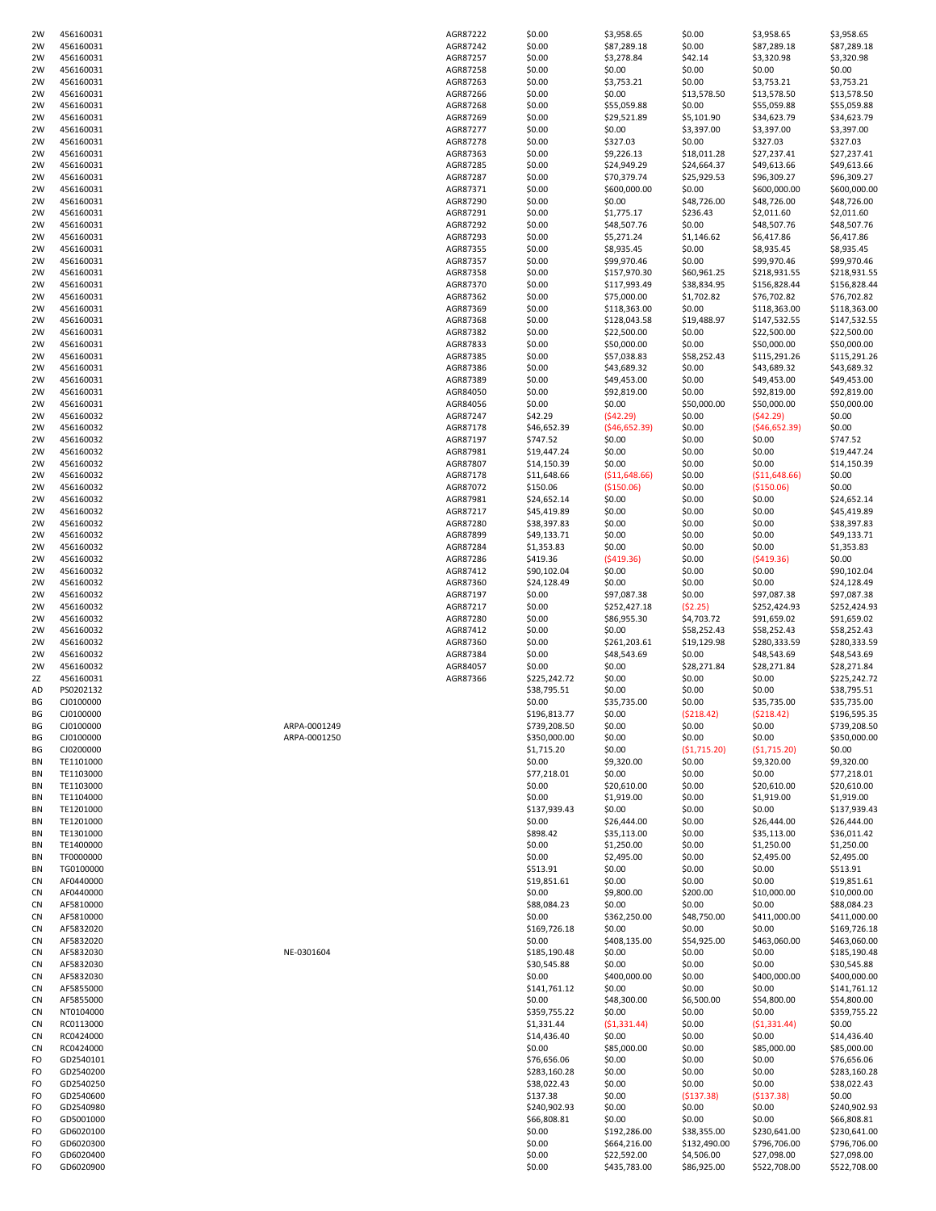| | | | | | | | | |
|---|---|---|---|---|---|---|---|---|
| 2W | 456160031 | | AGR87222 | $0.00 | $3,958.65 | $0.00 | $3,958.65 | $3,958.65 |
| 2W | 456160031 | | AGR87242 | $0.00 | $87,289.18 | $0.00 | $87,289.18 | $87,289.18 |
| 2W | 456160031 | | AGR87257 | $0.00 | $3,278.84 | $42.14 | $3,320.98 | $3,320.98 |
| 2W | 456160031 | | AGR87258 | $0.00 | $0.00 | $0.00 | $0.00 | $0.00 |
| 2W | 456160031 | | AGR87263 | $0.00 | $3,753.21 | $0.00 | $3,753.21 | $3,753.21 |
| 2W | 456160031 | | AGR87266 | $0.00 | $0.00 | $13,578.50 | $13,578.50 | $13,578.50 |
| 2W | 456160031 | | AGR87268 | $0.00 | $55,059.88 | $0.00 | $55,059.88 | $55,059.88 |
| 2W | 456160031 | | AGR87269 | $0.00 | $29,521.89 | $5,101.90 | $34,623.79 | $34,623.79 |
| 2W | 456160031 | | AGR87277 | $0.00 | $0.00 | $3,397.00 | $3,397.00 | $3,397.00 |
| 2W | 456160031 | | AGR87278 | $0.00 | $327.03 | $0.00 | $327.03 | $327.03 |
| 2W | 456160031 | | AGR87363 | $0.00 | $9,226.13 | $18,011.28 | $27,237.41 | $27,237.41 |
| 2W | 456160031 | | AGR87285 | $0.00 | $24,949.29 | $24,664.37 | $49,613.66 | $49,613.66 |
| 2W | 456160031 | | AGR87287 | $0.00 | $70,379.74 | $25,929.53 | $96,309.27 | $96,309.27 |
| 2W | 456160031 | | AGR87371 | $0.00 | $600,000.00 | $0.00 | $600,000.00 | $600,000.00 |
| 2W | 456160031 | | AGR87290 | $0.00 | $0.00 | $48,726.00 | $48,726.00 | $48,726.00 |
| 2W | 456160031 | | AGR87291 | $0.00 | $1,775.17 | $236.43 | $2,011.60 | $2,011.60 |
| 2W | 456160031 | | AGR87292 | $0.00 | $48,507.76 | $0.00 | $48,507.76 | $48,507.76 |
| 2W | 456160031 | | AGR87293 | $0.00 | $5,271.24 | $1,146.62 | $6,417.86 | $6,417.86 |
| 2W | 456160031 | | AGR87355 | $0.00 | $8,935.45 | $0.00 | $8,935.45 | $8,935.45 |
| 2W | 456160031 | | AGR87357 | $0.00 | $99,970.46 | $0.00 | $99,970.46 | $99,970.46 |
| 2W | 456160031 | | AGR87358 | $0.00 | $157,970.30 | $60,961.25 | $218,931.55 | $218,931.55 |
| 2W | 456160031 | | AGR87370 | $0.00 | $117,993.49 | $38,834.95 | $156,828.44 | $156,828.44 |
| 2W | 456160031 | | AGR87362 | $0.00 | $75,000.00 | $1,702.82 | $76,702.82 | $76,702.82 |
| 2W | 456160031 | | AGR87369 | $0.00 | $118,363.00 | $0.00 | $118,363.00 | $118,363.00 |
| 2W | 456160031 | | AGR87368 | $0.00 | $128,043.58 | $19,488.97 | $147,532.55 | $147,532.55 |
| 2W | 456160031 | | AGR87382 | $0.00 | $22,500.00 | $0.00 | $22,500.00 | $22,500.00 |
| 2W | 456160031 | | AGR87833 | $0.00 | $50,000.00 | $0.00 | $50,000.00 | $50,000.00 |
| 2W | 456160031 | | AGR87385 | $0.00 | $57,038.83 | $58,252.43 | $115,291.26 | $115,291.26 |
| 2W | 456160031 | | AGR87386 | $0.00 | $43,689.32 | $0.00 | $43,689.32 | $43,689.32 |
| 2W | 456160031 | | AGR87389 | $0.00 | $49,453.00 | $0.00 | $49,453.00 | $49,453.00 |
| 2W | 456160031 | | AGR84050 | $0.00 | $92,819.00 | $0.00 | $92,819.00 | $92,819.00 |
| 2W | 456160031 | | AGR84056 | $0.00 | $0.00 | $50,000.00 | $50,000.00 | $50,000.00 |
| 2W | 456160032 | | AGR87247 | $42.29 | ($42.29) | $0.00 | ($42.29) | $0.00 |
| 2W | 456160032 | | AGR87178 | $46,652.39 | ($46,652.39) | $0.00 | ($46,652.39) | $0.00 |
| 2W | 456160032 | | AGR87197 | $747.52 | $0.00 | $0.00 | $0.00 | $747.52 |
| 2W | 456160032 | | AGR87981 | $19,447.24 | $0.00 | $0.00 | $0.00 | $19,447.24 |
| 2W | 456160032 | | AGR87807 | $14,150.39 | $0.00 | $0.00 | $0.00 | $14,150.39 |
| 2W | 456160032 | | AGR87178 | $11,648.66 | ($11,648.66) | $0.00 | ($11,648.66) | $0.00 |
| 2W | 456160032 | | AGR87072 | $150.06 | ($150.06) | $0.00 | ($150.06) | $0.00 |
| 2W | 456160032 | | AGR87981 | $24,652.14 | $0.00 | $0.00 | $0.00 | $24,652.14 |
| 2W | 456160032 | | AGR87217 | $45,419.89 | $0.00 | $0.00 | $0.00 | $45,419.89 |
| 2W | 456160032 | | AGR87280 | $38,397.83 | $0.00 | $0.00 | $0.00 | $38,397.83 |
| 2W | 456160032 | | AGR87899 | $49,133.71 | $0.00 | $0.00 | $0.00 | $49,133.71 |
| 2W | 456160032 | | AGR87284 | $1,353.83 | $0.00 | $0.00 | $0.00 | $1,353.83 |
| 2W | 456160032 | | AGR87286 | $419.36 | ($419.36) | $0.00 | ($419.36) | $0.00 |
| 2W | 456160032 | | AGR87412 | $90,102.04 | $0.00 | $0.00 | $0.00 | $90,102.04 |
| 2W | 456160032 | | AGR87360 | $24,128.49 | $0.00 | $0.00 | $0.00 | $24,128.49 |
| 2W | 456160032 | | AGR87197 | $0.00 | $97,087.38 | $0.00 | $97,087.38 | $97,087.38 |
| 2W | 456160032 | | AGR87217 | $0.00 | $252,427.18 | ($2.25) | $252,424.93 | $252,424.93 |
| 2W | 456160032 | | AGR87280 | $0.00 | $86,955.30 | $4,703.72 | $91,659.02 | $91,659.02 |
| 2W | 456160032 | | AGR87412 | $0.00 | $0.00 | $58,252.43 | $58,252.43 | $58,252.43 |
| 2W | 456160032 | | AGR87360 | $0.00 | $261,203.61 | $19,129.98 | $280,333.59 | $280,333.59 |
| 2W | 456160032 | | AGR87384 | $0.00 | $48,543.69 | $0.00 | $48,543.69 | $48,543.69 |
| 2W | 456160032 | | AGR84057 | $0.00 | $0.00 | $28,271.84 | $28,271.84 | $28,271.84 |
| 2Z | 456160031 | | AGR87366 | $225,242.72 | $0.00 | $0.00 | $0.00 | $225,242.72 |
| AD | PS0202132 | | | $38,795.51 | $0.00 | $0.00 | $0.00 | $38,795.51 |
| BG | CJ0100000 | | | $0.00 | $35,735.00 | $0.00 | $35,735.00 | $35,735.00 |
| BG | CJ0100000 | | | $196,813.77 | $0.00 | ($218.42) | ($218.42) | $196,595.35 |
| BG | CJ0100000 | ARPA-0001249 | | $739,208.50 | $0.00 | $0.00 | $0.00 | $739,208.50 |
| BG | CJ0100000 | ARPA-0001250 | | $350,000.00 | $0.00 | $0.00 | $0.00 | $350,000.00 |
| BG | CJ0200000 | | | $1,715.20 | $0.00 | ($1,715.20) | ($1,715.20) | $0.00 |
| BN | TE1101000 | | | $0.00 | $9,320.00 | $0.00 | $9,320.00 | $9,320.00 |
| BN | TE1103000 | | | $77,218.01 | $0.00 | $0.00 | $0.00 | $77,218.01 |
| BN | TE1103000 | | | $0.00 | $20,610.00 | $0.00 | $20,610.00 | $20,610.00 |
| BN | TE1104000 | | | $0.00 | $1,919.00 | $0.00 | $1,919.00 | $1,919.00 |
| BN | TE1201000 | | | $137,939.43 | $0.00 | $0.00 | $0.00 | $137,939.43 |
| BN | TE1201000 | | | $0.00 | $26,444.00 | $0.00 | $26,444.00 | $26,444.00 |
| BN | TE1301000 | | | $898.42 | $35,113.00 | $0.00 | $35,113.00 | $36,011.42 |
| BN | TE1400000 | | | $0.00 | $1,250.00 | $0.00 | $1,250.00 | $1,250.00 |
| BN | TF0000000 | | | $0.00 | $2,495.00 | $0.00 | $2,495.00 | $2,495.00 |
| BN | TG0100000 | | | $513.91 | $0.00 | $0.00 | $0.00 | $513.91 |
| CN | AF0440000 | | | $19,851.61 | $0.00 | $0.00 | $0.00 | $19,851.61 |
| CN | AF0440000 | | | $0.00 | $9,800.00 | $200.00 | $10,000.00 | $10,000.00 |
| CN | AF5810000 | | | $88,084.23 | $0.00 | $0.00 | $0.00 | $88,084.23 |
| CN | AF5810000 | | | $0.00 | $362,250.00 | $48,750.00 | $411,000.00 | $411,000.00 |
| CN | AF5832020 | | | $169,726.18 | $0.00 | $0.00 | $0.00 | $169,726.18 |
| CN | AF5832020 | | | $0.00 | $408,135.00 | $54,925.00 | $463,060.00 | $463,060.00 |
| CN | AF5832030 | NE-0301604 | | $185,190.48 | $0.00 | $0.00 | $0.00 | $185,190.48 |
| CN | AF5832030 | | | $30,545.88 | $0.00 | $0.00 | $0.00 | $30,545.88 |
| CN | AF5832030 | | | $0.00 | $400,000.00 | $0.00 | $400,000.00 | $400,000.00 |
| CN | AF5855000 | | | $141,761.12 | $0.00 | $0.00 | $0.00 | $141,761.12 |
| CN | AF5855000 | | | $0.00 | $48,300.00 | $6,500.00 | $54,800.00 | $54,800.00 |
| CN | NT0104000 | | | $359,755.22 | $0.00 | $0.00 | $0.00 | $359,755.22 |
| CN | RC0113000 | | | $1,331.44 | ($1,331.44) | $0.00 | ($1,331.44) | $0.00 |
| CN | RC0424000 | | | $14,436.40 | $0.00 | $0.00 | $0.00 | $14,436.40 |
| CN | RC0424000 | | | $0.00 | $85,000.00 | $0.00 | $85,000.00 | $85,000.00 |
| FO | GD2540101 | | | $76,656.06 | $0.00 | $0.00 | $0.00 | $76,656.06 |
| FO | GD2540200 | | | $283,160.28 | $0.00 | $0.00 | $0.00 | $283,160.28 |
| FO | GD2540250 | | | $38,022.43 | $0.00 | $0.00 | $0.00 | $38,022.43 |
| FO | GD2540600 | | | $137.38 | $0.00 | ($137.38) | ($137.38) | $0.00 |
| FO | GD2540980 | | | $240,902.93 | $0.00 | $0.00 | $0.00 | $240,902.93 |
| FO | GD5001000 | | | $66,808.81 | $0.00 | $0.00 | $0.00 | $66,808.81 |
| FO | GD6020100 | | | $0.00 | $192,286.00 | $38,355.00 | $230,641.00 | $230,641.00 |
| FO | GD6020300 | | | $0.00 | $664,216.00 | $132,490.00 | $796,706.00 | $796,706.00 |
| FO | GD6020400 | | | $0.00 | $22,592.00 | $4,506.00 | $27,098.00 | $27,098.00 |
| FO | GD6020900 | | | $0.00 | $435,783.00 | $86,925.00 | $522,708.00 | $522,708.00 |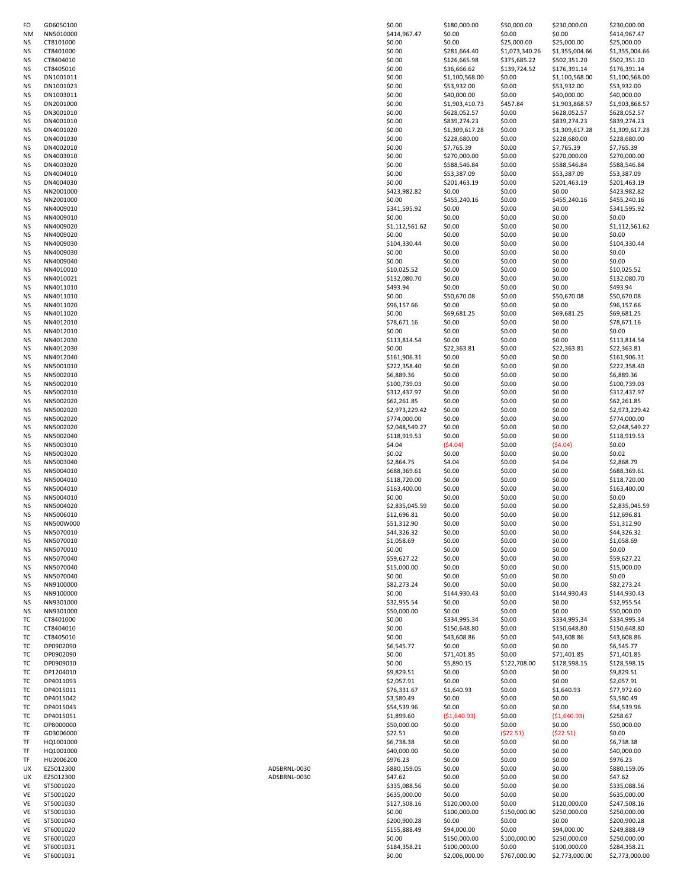| | | | | | | | |
|---|---|---|---|---|---|---|---|
| FO | GD6050100 | | $0.00 | $180,000.00 | $50,000.00 | $230,000.00 | $230,000.00 |
| NM | NN5010000 | | $414,967.47 | $0.00 | $0.00 | $0.00 | $414,967.47 |
| NS | CT8101000 | | $0.00 | $0.00 | $25,000.00 | $25,000.00 | $25,000.00 |
| NS | CT8401000 | | $0.00 | $281,664.40 | $1,073,340.26 | $1,355,004.66 | $1,355,004.66 |
| NS | CT8404010 | | $0.00 | $126,665.98 | $375,685.22 | $502,351.20 | $502,351.20 |
| NS | CT8405010 | | $0.00 | $36,666.62 | $139,724.52 | $176,391.14 | $176,391.14 |
| NS | DN1001011 | | $0.00 | $1,100,568.00 | $0.00 | $1,100,568.00 | $1,100,568.00 |
| NS | DN1001023 | | $0.00 | $53,932.00 | $0.00 | $53,932.00 | $53,932.00 |
| NS | DN1003011 | | $0.00 | $40,000.00 | $0.00 | $40,000.00 | $40,000.00 |
| NS | DN2001000 | | $0.00 | $1,903,410.73 | $457.84 | $1,903,868.57 | $1,903,868.57 |
| NS | DN3001010 | | $0.00 | $628,052.57 | $0.00 | $628,052.57 | $628,052.57 |
| NS | DN4001010 | | $0.00 | $839,274.23 | $0.00 | $839,274.23 | $839,274.23 |
| NS | DN4001020 | | $0.00 | $1,309,617.28 | $0.00 | $1,309,617.28 | $1,309,617.28 |
| NS | DN4001030 | | $0.00 | $228,680.00 | $0.00 | $228,680.00 | $228,680.00 |
| NS | DN4002010 | | $0.00 | $7,765.39 | $0.00 | $7,765.39 | $7,765.39 |
| NS | DN4003010 | | $0.00 | $270,000.00 | $0.00 | $270,000.00 | $270,000.00 |
| NS | DN4003020 | | $0.00 | $588,546.84 | $0.00 | $588,546.84 | $588,546.84 |
| NS | DN4004010 | | $0.00 | $53,387.09 | $0.00 | $53,387.09 | $53,387.09 |
| NS | DN4004030 | | $0.00 | $201,463.19 | $0.00 | $201,463.19 | $201,463.19 |
| NS | NN2001000 | | $423,982.82 | $0.00 | $0.00 | $0.00 | $423,982.82 |
| NS | NN2001000 | | $0.00 | $455,240.16 | $0.00 | $455,240.16 | $455,240.16 |
| NS | NN4009010 | | $341,595.92 | $0.00 | $0.00 | $0.00 | $341,595.92 |
| NS | NN4009010 | | $0.00 | $0.00 | $0.00 | $0.00 | $0.00 |
| NS | NN4009020 | | $1,112,561.62 | $0.00 | $0.00 | $0.00 | $1,112,561.62 |
| NS | NN4009020 | | $0.00 | $0.00 | $0.00 | $0.00 | $0.00 |
| NS | NN4009030 | | $104,330.44 | $0.00 | $0.00 | $0.00 | $104,330.44 |
| NS | NN4009030 | | $0.00 | $0.00 | $0.00 | $0.00 | $0.00 |
| NS | NN4009040 | | $0.00 | $0.00 | $0.00 | $0.00 | $0.00 |
| NS | NN4010010 | | $10,025.52 | $0.00 | $0.00 | $0.00 | $10,025.52 |
| NS | NN4010021 | | $132,080.70 | $0.00 | $0.00 | $0.00 | $132,080.70 |
| NS | NN4011010 | | $493.94 | $0.00 | $0.00 | $0.00 | $493.94 |
| NS | NN4011010 | | $0.00 | $50,670.08 | $0.00 | $50,670.08 | $50,670.08 |
| NS | NN4011020 | | $96,157.66 | $0.00 | $0.00 | $0.00 | $96,157.66 |
| NS | NN4011020 | | $0.00 | $69,681.25 | $0.00 | $69,681.25 | $69,681.25 |
| NS | NN4012010 | | $78,671.16 | $0.00 | $0.00 | $0.00 | $78,671.16 |
| NS | NN4012010 | | $0.00 | $0.00 | $0.00 | $0.00 | $0.00 |
| NS | NN4012030 | | $113,814.54 | $0.00 | $0.00 | $0.00 | $113,814.54 |
| NS | NN4012030 | | $0.00 | $22,363.81 | $0.00 | $22,363.81 | $22,363.81 |
| NS | NN4012040 | | $161,906.31 | $0.00 | $0.00 | $0.00 | $161,906.31 |
| NS | NN5001010 | | $222,358.40 | $0.00 | $0.00 | $0.00 | $222,358.40 |
| NS | NN5002010 | | $6,889.36 | $0.00 | $0.00 | $0.00 | $6,889.36 |
| NS | NN5002010 | | $100,739.03 | $0.00 | $0.00 | $0.00 | $100,739.03 |
| NS | NN5002010 | | $312,437.97 | $0.00 | $0.00 | $0.00 | $312,437.97 |
| NS | NN5002020 | | $62,261.85 | $0.00 | $0.00 | $0.00 | $62,261.85 |
| NS | NN5002020 | | $2,973,229.42 | $0.00 | $0.00 | $0.00 | $2,973,229.42 |
| NS | NN5002020 | | $774,000.00 | $0.00 | $0.00 | $0.00 | $774,000.00 |
| NS | NN5002020 | | $2,048,549.27 | $0.00 | $0.00 | $0.00 | $2,048,549.27 |
| NS | NN5002040 | | $118,919.53 | $0.00 | $0.00 | $0.00 | $118,919.53 |
| NS | NN5003010 | | $4.04 | ($4.04) | $0.00 | ($4.04) | $0.00 |
| NS | NN5003020 | | $0.02 | $0.00 | $0.00 | $0.00 | $0.02 |
| NS | NN5003040 | | $2,864.75 | $4.04 | $0.00 | $4.04 | $2,868.79 |
| NS | NN5004010 | | $688,369.61 | $0.00 | $0.00 | $0.00 | $688,369.61 |
| NS | NN5004010 | | $118,720.00 | $0.00 | $0.00 | $0.00 | $118,720.00 |
| NS | NN5004010 | | $163,400.00 | $0.00 | $0.00 | $0.00 | $163,400.00 |
| NS | NN5004010 | | $0.00 | $0.00 | $0.00 | $0.00 | $0.00 |
| NS | NN5004020 | | $2,835,045.59 | $0.00 | $0.00 | $0.00 | $2,835,045.59 |
| NS | NN5006010 | | $12,696.81 | $0.00 | $0.00 | $0.00 | $12,696.81 |
| NS | NN500W000 | | $51,312.90 | $0.00 | $0.00 | $0.00 | $51,312.90 |
| NS | NN5070010 | | $44,326.32 | $0.00 | $0.00 | $0.00 | $44,326.32 |
| NS | NN5070010 | | $1,058.69 | $0.00 | $0.00 | $0.00 | $1,058.69 |
| NS | NN5070010 | | $0.00 | $0.00 | $0.00 | $0.00 | $0.00 |
| NS | NN5070040 | | $59,627.22 | $0.00 | $0.00 | $0.00 | $59,627.22 |
| NS | NN5070040 | | $15,000.00 | $0.00 | $0.00 | $0.00 | $15,000.00 |
| NS | NN5070040 | | $0.00 | $0.00 | $0.00 | $0.00 | $0.00 |
| NS | NN9100000 | | $82,273.24 | $0.00 | $0.00 | $0.00 | $82,273.24 |
| NS | NN9100000 | | $0.00 | $144,930.43 | $0.00 | $144,930.43 | $144,930.43 |
| NS | NN9301000 | | $32,955.54 | $0.00 | $0.00 | $0.00 | $32,955.54 |
| NS | NN9301000 | | $50,000.00 | $0.00 | $0.00 | $0.00 | $50,000.00 |
| TC | CT8401000 | | $0.00 | $334,995.34 | $0.00 | $334,995.34 | $334,995.34 |
| TC | CT8404010 | | $0.00 | $150,648.80 | $0.00 | $150,648.80 | $150,648.80 |
| TC | CT8405010 | | $0.00 | $43,608.86 | $0.00 | $43,608.86 | $43,608.86 |
| TC | DP0902090 | | $6,545.77 | $0.00 | $0.00 | $0.00 | $6,545.77 |
| TC | DP0902090 | | $0.00 | $71,401.85 | $0.00 | $71,401.85 | $71,401.85 |
| TC | DP0909010 | | $0.00 | $5,890.15 | $122,708.00 | $128,598.15 | $128,598.15 |
| TC | DP1204010 | | $9,829.51 | $0.00 | $0.00 | $0.00 | $9,829.51 |
| TC | DP4011093 | | $2,057.91 | $0.00 | $0.00 | $0.00 | $2,057.91 |
| TC | DP4015011 | | $76,331.67 | $1,640.93 | $0.00 | $1,640.93 | $77,972.60 |
| TC | DP4015042 | | $3,580.49 | $0.00 | $0.00 | $0.00 | $3,580.49 |
| TC | DP4015043 | | $54,539.96 | $0.00 | $0.00 | $0.00 | $54,539.96 |
| TC | DP4015051 | | $1,899.60 | ($1,640.93) | $0.00 | ($1,640.93) | $258.67 |
| TC | DP8000000 | | $50,000.00 | $0.00 | $0.00 | $0.00 | $50,000.00 |
| TF | GD3006000 | | $22.51 | $0.00 | ($22.51) | ($22.51) | $0.00 |
| TF | HQ1001000 | | $6,738.38 | $0.00 | $0.00 | $0.00 | $6,738.38 |
| TF | HQ1001000 | | $40,000.00 | $0.00 | $0.00 | $0.00 | $40,000.00 |
| TF | HU2006200 | | $976.23 | $0.00 | $0.00 | $0.00 | $976.23 |
| UX | EZ5012300 | ADSBRNL-0030 | $880,159.05 | $0.00 | $0.00 | $0.00 | $880,159.05 |
| UX | EZ5012300 | ADSBRNL-0030 | $47.62 | $0.00 | $0.00 | $0.00 | $47.62 |
| VE | ST5001020 | | $335,088.56 | $0.00 | $0.00 | $0.00 | $335,088.56 |
| VE | ST5001020 | | $635,000.00 | $0.00 | $0.00 | $0.00 | $635,000.00 |
| VE | ST5001030 | | $127,508.16 | $120,000.00 | $0.00 | $120,000.00 | $247,508.16 |
| VE | ST5001030 | | $0.00 | $100,000.00 | $150,000.00 | $250,000.00 | $250,000.00 |
| VE | ST5001040 | | $200,900.28 | $0.00 | $0.00 | $0.00 | $200,900.28 |
| VE | ST6001020 | | $155,888.49 | $94,000.00 | $0.00 | $94,000.00 | $249,888.49 |
| VE | ST6001020 | | $0.00 | $150,000.00 | $100,000.00 | $250,000.00 | $250,000.00 |
| VE | ST6001031 | | $184,358.21 | $100,000.00 | $0.00 | $100,000.00 | $284,358.21 |
| VE | ST6001031 | | $0.00 | $2,006,000.00 | $767,000.00 | $2,773,000.00 | $2,773,000.00 |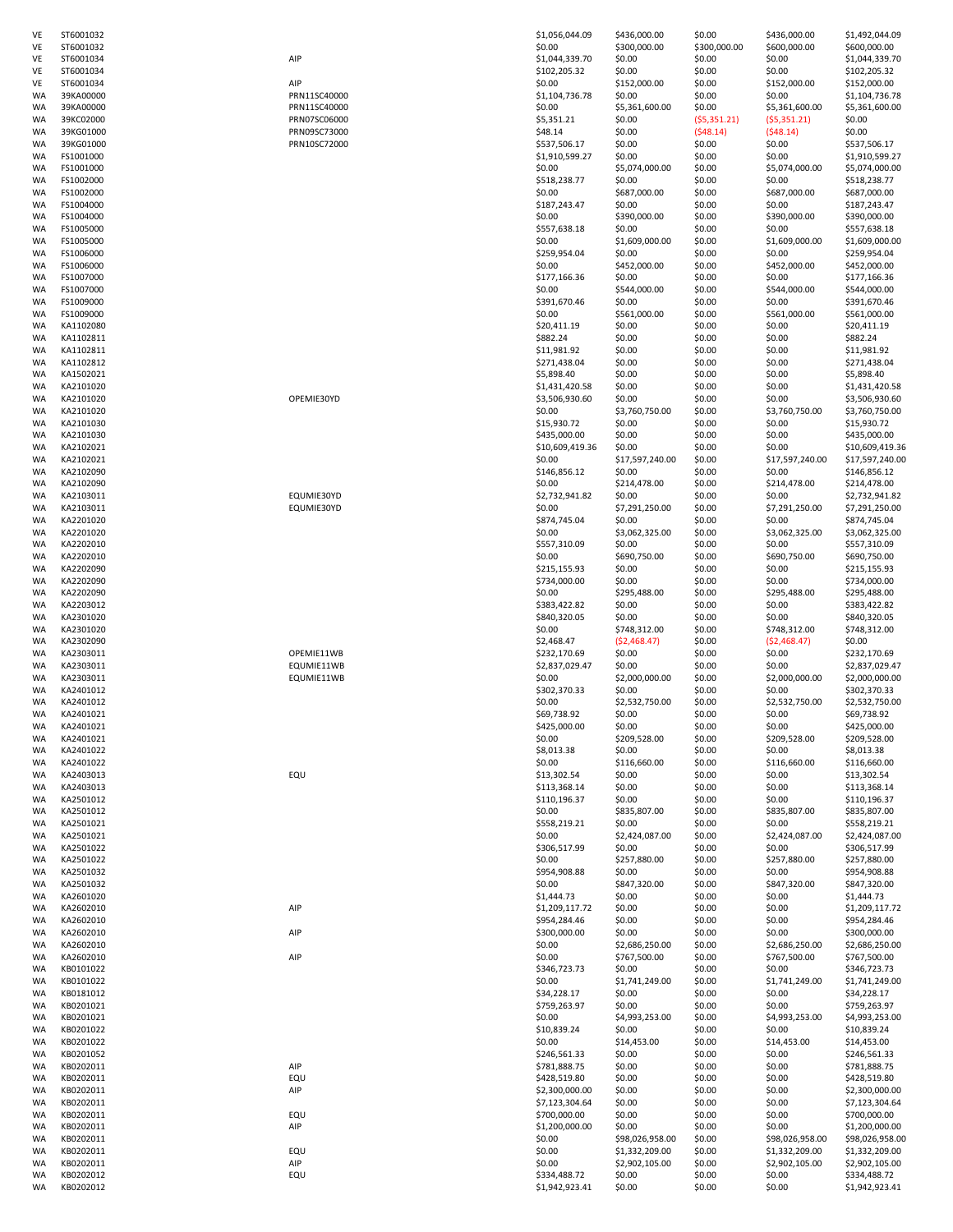| | | | | | | | |
|---|---|---|---|---|---|---|---|
| VE | ST6001032 | | $1,056,044.09 | $436,000.00 | $0.00 | $436,000.00 | $1,492,044.09 |
| VE | ST6001032 | | $0.00 | $300,000.00 | $300,000.00 | $600,000.00 | $600,000.00 |
| VE | ST6001034 | AIP | $1,044,339.70 | $0.00 | $0.00 | $0.00 | $1,044,339.70 |
| VE | ST6001034 | | $102,205.32 | $0.00 | $0.00 | $0.00 | $102,205.32 |
| VE | ST6001034 | AIP | $0.00 | $152,000.00 | $0.00 | $152,000.00 | $152,000.00 |
| WA | 39KA00000 | PRN11SC40000 | $1,104,736.78 | $0.00 | $0.00 | $0.00 | $1,104,736.78 |
| WA | 39KA00000 | PRN11SC40000 | $0.00 | $5,361,600.00 | $0.00 | $5,361,600.00 | $5,361,600.00 |
| WA | 39KC02000 | PRN07SC06000 | $5,351.21 | $0.00 | ($5,351.21) | ($5,351.21) | $0.00 |
| WA | 39KG01000 | PRN09SC73000 | $48.14 | $0.00 | ($48.14) | ($48.14) | $0.00 |
| WA | 39KG01000 | PRN10SC72000 | $537,506.17 | $0.00 | $0.00 | $0.00 | $537,506.17 |
| WA | FS1001000 | | $1,910,599.27 | $0.00 | $0.00 | $0.00 | $1,910,599.27 |
| WA | FS1001000 | | $0.00 | $5,074,000.00 | $0.00 | $5,074,000.00 | $5,074,000.00 |
| WA | FS1002000 | | $518,238.77 | $0.00 | $0.00 | $0.00 | $518,238.77 |
| WA | FS1002000 | | $0.00 | $687,000.00 | $0.00 | $687,000.00 | $687,000.00 |
| WA | FS1004000 | | $187,243.47 | $0.00 | $0.00 | $0.00 | $187,243.47 |
| WA | FS1004000 | | $0.00 | $390,000.00 | $0.00 | $390,000.00 | $390,000.00 |
| WA | FS1005000 | | $557,638.18 | $0.00 | $0.00 | $0.00 | $557,638.18 |
| WA | FS1005000 | | $0.00 | $1,609,000.00 | $0.00 | $1,609,000.00 | $1,609,000.00 |
| WA | FS1006000 | | $259,954.04 | $0.00 | $0.00 | $0.00 | $259,954.04 |
| WA | FS1006000 | | $0.00 | $452,000.00 | $0.00 | $452,000.00 | $452,000.00 |
| WA | FS1007000 | | $177,166.36 | $0.00 | $0.00 | $0.00 | $177,166.36 |
| WA | FS1007000 | | $0.00 | $544,000.00 | $0.00 | $544,000.00 | $544,000.00 |
| WA | FS1009000 | | $391,670.46 | $0.00 | $0.00 | $0.00 | $391,670.46 |
| WA | FS1009000 | | $0.00 | $561,000.00 | $0.00 | $561,000.00 | $561,000.00 |
| WA | KA1102080 | | $20,411.19 | $0.00 | $0.00 | $0.00 | $20,411.19 |
| WA | KA1102811 | | $882.24 | $0.00 | $0.00 | $0.00 | $882.24 |
| WA | KA1102811 | | $11,981.92 | $0.00 | $0.00 | $0.00 | $11,981.92 |
| WA | KA1102812 | | $271,438.04 | $0.00 | $0.00 | $0.00 | $271,438.04 |
| WA | KA1502021 | | $5,898.40 | $0.00 | $0.00 | $0.00 | $5,898.40 |
| WA | KA2101020 | | $1,431,420.58 | $0.00 | $0.00 | $0.00 | $1,431,420.58 |
| WA | KA2101020 | OPEMIE30YD | $3,506,930.60 | $0.00 | $0.00 | $0.00 | $3,506,930.60 |
| WA | KA2101020 | | $0.00 | $3,760,750.00 | $0.00 | $3,760,750.00 | $3,760,750.00 |
| WA | KA2101030 | | $15,930.72 | $0.00 | $0.00 | $0.00 | $15,930.72 |
| WA | KA2101030 | | $435,000.00 | $0.00 | $0.00 | $0.00 | $435,000.00 |
| WA | KA2102021 | | $10,609,419.36 | $0.00 | $0.00 | $0.00 | $10,609,419.36 |
| WA | KA2102021 | | $0.00 | $17,597,240.00 | $0.00 | $17,597,240.00 | $17,597,240.00 |
| WA | KA2102090 | | $146,856.12 | $0.00 | $0.00 | $0.00 | $146,856.12 |
| WA | KA2102090 | | $0.00 | $214,478.00 | $0.00 | $214,478.00 | $214,478.00 |
| WA | KA2103011 | EQUMIE30YD | $2,732,941.82 | $0.00 | $0.00 | $0.00 | $2,732,941.82 |
| WA | KA2103011 | EQUMIE30YD | $0.00 | $7,291,250.00 | $0.00 | $7,291,250.00 | $7,291,250.00 |
| WA | KA2201020 | | $874,745.04 | $0.00 | $0.00 | $0.00 | $874,745.04 |
| WA | KA2201020 | | $0.00 | $3,062,325.00 | $0.00 | $3,062,325.00 | $3,062,325.00 |
| WA | KA2202010 | | $557,310.09 | $0.00 | $0.00 | $0.00 | $557,310.09 |
| WA | KA2202010 | | $0.00 | $690,750.00 | $0.00 | $690,750.00 | $690,750.00 |
| WA | KA2202090 | | $215,155.93 | $0.00 | $0.00 | $0.00 | $215,155.93 |
| WA | KA2202090 | | $734,000.00 | $0.00 | $0.00 | $0.00 | $734,000.00 |
| WA | KA2202090 | | $0.00 | $295,488.00 | $0.00 | $295,488.00 | $295,488.00 |
| WA | KA2203012 | | $383,422.82 | $0.00 | $0.00 | $0.00 | $383,422.82 |
| WA | KA2301020 | | $840,320.05 | $0.00 | $0.00 | $0.00 | $840,320.05 |
| WA | KA2301020 | | $0.00 | $748,312.00 | $0.00 | $748,312.00 | $748,312.00 |
| WA | KA2302090 | | $2,468.47 | ($2,468.47) | $0.00 | ($2,468.47) | $0.00 |
| WA | KA2303011 | OPEMIE11WB | $232,170.69 | $0.00 | $0.00 | $0.00 | $232,170.69 |
| WA | KA2303011 | EQUMIE11WB | $2,837,029.47 | $0.00 | $0.00 | $0.00 | $2,837,029.47 |
| WA | KA2303011 | EQUMIE11WB | $0.00 | $2,000,000.00 | $0.00 | $2,000,000.00 | $2,000,000.00 |
| WA | KA2401012 | | $302,370.33 | $0.00 | $0.00 | $0.00 | $302,370.33 |
| WA | KA2401012 | | $0.00 | $2,532,750.00 | $0.00 | $2,532,750.00 | $2,532,750.00 |
| WA | KA2401021 | | $69,738.92 | $0.00 | $0.00 | $0.00 | $69,738.92 |
| WA | KA2401021 | | $425,000.00 | $0.00 | $0.00 | $0.00 | $425,000.00 |
| WA | KA2401021 | | $0.00 | $209,528.00 | $0.00 | $209,528.00 | $209,528.00 |
| WA | KA2401022 | | $8,013.38 | $0.00 | $0.00 | $0.00 | $8,013.38 |
| WA | KA2401022 | | $0.00 | $116,660.00 | $0.00 | $116,660.00 | $116,660.00 |
| WA | KA2403013 | EQU | $13,302.54 | $0.00 | $0.00 | $0.00 | $13,302.54 |
| WA | KA2403013 | | $113,368.14 | $0.00 | $0.00 | $0.00 | $113,368.14 |
| WA | KA2501012 | | $110,196.37 | $0.00 | $0.00 | $0.00 | $110,196.37 |
| WA | KA2501012 | | $0.00 | $835,807.00 | $0.00 | $835,807.00 | $835,807.00 |
| WA | KA2501021 | | $558,219.21 | $0.00 | $0.00 | $0.00 | $558,219.21 |
| WA | KA2501021 | | $0.00 | $2,424,087.00 | $0.00 | $2,424,087.00 | $2,424,087.00 |
| WA | KA2501022 | | $306,517.99 | $0.00 | $0.00 | $0.00 | $306,517.99 |
| WA | KA2501022 | | $0.00 | $257,880.00 | $0.00 | $257,880.00 | $257,880.00 |
| WA | KA2501032 | | $954,908.88 | $0.00 | $0.00 | $0.00 | $954,908.88 |
| WA | KA2501032 | | $0.00 | $847,320.00 | $0.00 | $847,320.00 | $847,320.00 |
| WA | KA2601020 | | $1,444.73 | $0.00 | $0.00 | $0.00 | $1,444.73 |
| WA | KA2602010 | AIP | $1,209,117.72 | $0.00 | $0.00 | $0.00 | $1,209,117.72 |
| WA | KA2602010 | | $954,284.46 | $0.00 | $0.00 | $0.00 | $954,284.46 |
| WA | KA2602010 | AIP | $300,000.00 | $0.00 | $0.00 | $0.00 | $300,000.00 |
| WA | KA2602010 | | $0.00 | $2,686,250.00 | $0.00 | $2,686,250.00 | $2,686,250.00 |
| WA | KA2602010 | AIP | $0.00 | $767,500.00 | $0.00 | $767,500.00 | $767,500.00 |
| WA | KB0101022 | | $346,723.73 | $0.00 | $0.00 | $0.00 | $346,723.73 |
| WA | KB0101022 | | $0.00 | $1,741,249.00 | $0.00 | $1,741,249.00 | $1,741,249.00 |
| WA | KB0181012 | | $34,228.17 | $0.00 | $0.00 | $0.00 | $34,228.17 |
| WA | KB0201021 | | $759,263.97 | $0.00 | $0.00 | $0.00 | $759,263.97 |
| WA | KB0201021 | | $0.00 | $4,993,253.00 | $0.00 | $4,993,253.00 | $4,993,253.00 |
| WA | KB0201022 | | $10,839.24 | $0.00 | $0.00 | $0.00 | $10,839.24 |
| WA | KB0201022 | | $0.00 | $14,453.00 | $0.00 | $14,453.00 | $14,453.00 |
| WA | KB0201052 | | $246,561.33 | $0.00 | $0.00 | $0.00 | $246,561.33 |
| WA | KB0202011 | AIP | $781,888.75 | $0.00 | $0.00 | $0.00 | $781,888.75 |
| WA | KB0202011 | EQU | $428,519.80 | $0.00 | $0.00 | $0.00 | $428,519.80 |
| WA | KB0202011 | AIP | $2,300,000.00 | $0.00 | $0.00 | $0.00 | $2,300,000.00 |
| WA | KB0202011 | | $7,123,304.64 | $0.00 | $0.00 | $0.00 | $7,123,304.64 |
| WA | KB0202011 | EQU | $700,000.00 | $0.00 | $0.00 | $0.00 | $700,000.00 |
| WA | KB0202011 | AIP | $1,200,000.00 | $0.00 | $0.00 | $0.00 | $1,200,000.00 |
| WA | KB0202011 | | $0.00 | $98,026,958.00 | $0.00 | $98,026,958.00 | $98,026,958.00 |
| WA | KB0202011 | EQU | $0.00 | $1,332,209.00 | $0.00 | $1,332,209.00 | $1,332,209.00 |
| WA | KB0202011 | AIP | $0.00 | $2,902,105.00 | $0.00 | $2,902,105.00 | $2,902,105.00 |
| WA | KB0202012 | EQU | $334,488.72 | $0.00 | $0.00 | $0.00 | $334,488.72 |
| WA | KB0202012 | | $1,942,923.41 | $0.00 | $0.00 | $0.00 | $1,942,923.41 |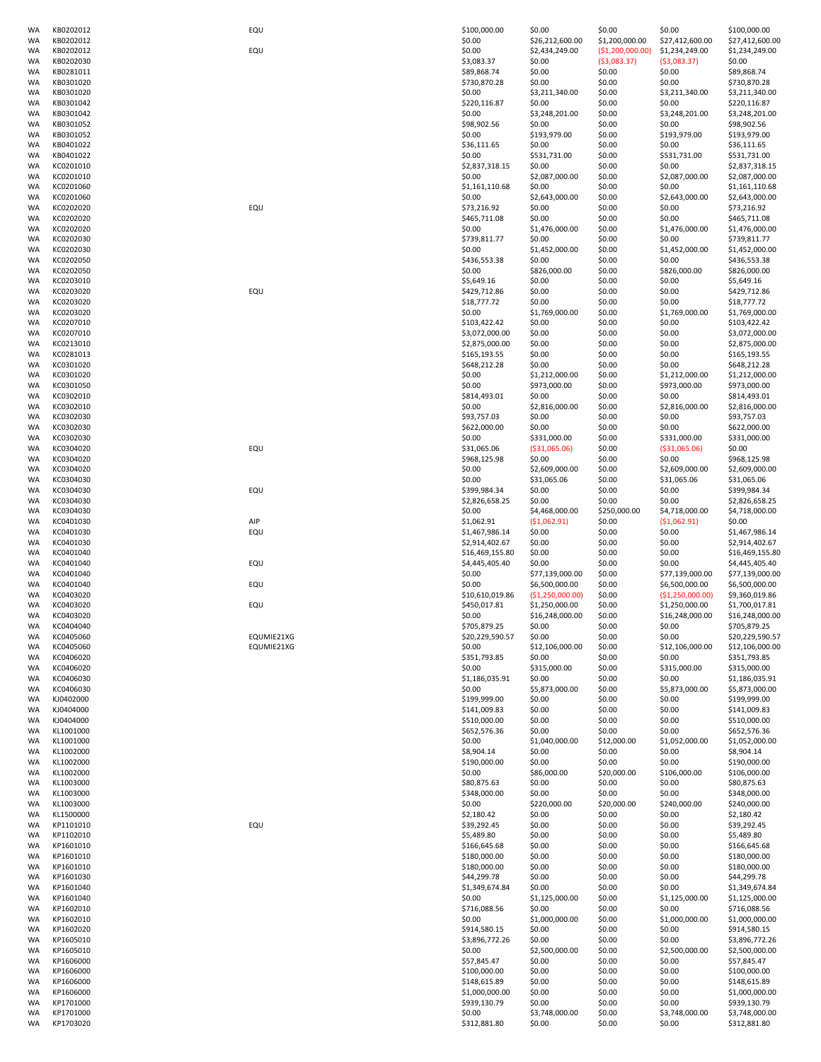| | | | | | | | |
|---|---|---|---|---|---|---|---|
| WA | KB0202012 | EQU | $100,000.00 | $0.00 | $0.00 | $0.00 | $100,000.00 |
| WA | KB0202012 | | $0.00 | $26,212,600.00 | $1,200,000.00 | $27,412,600.00 | $27,412,600.00 |
| WA | KB0202012 | EQU | $0.00 | $2,434,249.00 | ($1,200,000.00) | $1,234,249.00 | $1,234,249.00 |
| WA | KB0202030 | | $3,083.37 | $0.00 | ($3,083.37) | ($3,083.37) | $0.00 |
| WA | KB0281011 | | $89,868.74 | $0.00 | $0.00 | $0.00 | $89,868.74 |
| WA | KB0301020 | | $730,870.28 | $0.00 | $0.00 | $0.00 | $730,870.28 |
| WA | KB0301020 | | $0.00 | $3,211,340.00 | $0.00 | $3,211,340.00 | $3,211,340.00 |
| WA | KB0301042 | | $220,116.87 | $0.00 | $0.00 | $0.00 | $220,116.87 |
| WA | KB0301042 | | $0.00 | $3,248,201.00 | $0.00 | $3,248,201.00 | $3,248,201.00 |
| WA | KB0301052 | | $98,902.56 | $0.00 | $0.00 | $0.00 | $98,902.56 |
| WA | KB0301052 | | $0.00 | $193,979.00 | $0.00 | $193,979.00 | $193,979.00 |
| WA | KB0401022 | | $36,111.65 | $0.00 | $0.00 | $0.00 | $36,111.65 |
| WA | KB0401022 | | $0.00 | $531,731.00 | $0.00 | $531,731.00 | $531,731.00 |
| WA | KC0201010 | | $2,837,318.15 | $0.00 | $0.00 | $0.00 | $2,837,318.15 |
| WA | KC0201010 | | $0.00 | $2,087,000.00 | $0.00 | $2,087,000.00 | $2,087,000.00 |
| WA | KC0201060 | | $1,161,110.68 | $0.00 | $0.00 | $0.00 | $1,161,110.68 |
| WA | KC0201060 | | $0.00 | $2,643,000.00 | $0.00 | $2,643,000.00 | $2,643,000.00 |
| WA | KC0202020 | EQU | $73,216.92 | $0.00 | $0.00 | $0.00 | $73,216.92 |
| WA | KC0202020 | | $465,711.08 | $0.00 | $0.00 | $0.00 | $465,711.08 |
| WA | KC0202020 | | $0.00 | $1,476,000.00 | $0.00 | $1,476,000.00 | $1,476,000.00 |
| WA | KC0202030 | | $739,811.77 | $0.00 | $0.00 | $0.00 | $739,811.77 |
| WA | KC0202030 | | $0.00 | $1,452,000.00 | $0.00 | $1,452,000.00 | $1,452,000.00 |
| WA | KC0202050 | | $436,553.38 | $0.00 | $0.00 | $0.00 | $436,553.38 |
| WA | KC0202050 | | $0.00 | $826,000.00 | $0.00 | $826,000.00 | $826,000.00 |
| WA | KC0203010 | | $5,649.16 | $0.00 | $0.00 | $0.00 | $5,649.16 |
| WA | KC0203020 | EQU | $429,712.86 | $0.00 | $0.00 | $0.00 | $429,712.86 |
| WA | KC0203020 | | $18,777.72 | $0.00 | $0.00 | $0.00 | $18,777.72 |
| WA | KC0203020 | | $0.00 | $1,769,000.00 | $0.00 | $1,769,000.00 | $1,769,000.00 |
| WA | KC0207010 | | $103,422.42 | $0.00 | $0.00 | $0.00 | $103,422.42 |
| WA | KC0207010 | | $3,072,000.00 | $0.00 | $0.00 | $0.00 | $3,072,000.00 |
| WA | KC0213010 | | $2,875,000.00 | $0.00 | $0.00 | $0.00 | $2,875,000.00 |
| WA | KC0281013 | | $165,193.55 | $0.00 | $0.00 | $0.00 | $165,193.55 |
| WA | KC0301020 | | $648,212.28 | $0.00 | $0.00 | $0.00 | $648,212.28 |
| WA | KC0301020 | | $0.00 | $1,212,000.00 | $0.00 | $1,212,000.00 | $1,212,000.00 |
| WA | KC0301050 | | $0.00 | $973,000.00 | $0.00 | $973,000.00 | $973,000.00 |
| WA | KC0302010 | | $814,493.01 | $0.00 | $0.00 | $0.00 | $814,493.01 |
| WA | KC0302010 | | $0.00 | $2,816,000.00 | $0.00 | $2,816,000.00 | $2,816,000.00 |
| WA | KC0302030 | | $93,757.03 | $0.00 | $0.00 | $0.00 | $93,757.03 |
| WA | KC0302030 | | $622,000.00 | $0.00 | $0.00 | $0.00 | $622,000.00 |
| WA | KC0302030 | | $0.00 | $331,000.00 | $0.00 | $331,000.00 | $331,000.00 |
| WA | KC0304020 | EQU | $31,065.06 | ($31,065.06) | $0.00 | ($31,065.06) | $0.00 |
| WA | KC0304020 | | $968,125.98 | $0.00 | $0.00 | $0.00 | $968,125.98 |
| WA | KC0304020 | | $0.00 | $2,609,000.00 | $0.00 | $2,609,000.00 | $2,609,000.00 |
| WA | KC0304030 | | $0.00 | $31,065.06 | $0.00 | $31,065.06 | $31,065.06 |
| WA | KC0304030 | EQU | $399,984.34 | $0.00 | $0.00 | $0.00 | $399,984.34 |
| WA | KC0304030 | | $2,826,658.25 | $0.00 | $0.00 | $0.00 | $2,826,658.25 |
| WA | KC0304030 | | $0.00 | $4,468,000.00 | $250,000.00 | $4,718,000.00 | $4,718,000.00 |
| WA | KC0401030 | AIP | $1,062.91 | ($1,062.91) | $0.00 | ($1,062.91) | $0.00 |
| WA | KC0401030 | EQU | $1,467,986.14 | $0.00 | $0.00 | $0.00 | $1,467,986.14 |
| WA | KC0401030 | | $2,914,402.67 | $0.00 | $0.00 | $0.00 | $2,914,402.67 |
| WA | KC0401040 | | $16,469,155.80 | $0.00 | $0.00 | $0.00 | $16,469,155.80 |
| WA | KC0401040 | EQU | $4,445,405.40 | $0.00 | $0.00 | $0.00 | $4,445,405.40 |
| WA | KC0401040 | | $0.00 | $77,139,000.00 | $0.00 | $77,139,000.00 | $77,139,000.00 |
| WA | KC0401040 | EQU | $0.00 | $6,500,000.00 | $0.00 | $6,500,000.00 | $6,500,000.00 |
| WA | KC0403020 | | $10,610,019.86 | ($1,250,000.00) | $0.00 | ($1,250,000.00) | $9,360,019.86 |
| WA | KC0403020 | EQU | $450,017.81 | $1,250,000.00 | $0.00 | $1,250,000.00 | $1,700,017.81 |
| WA | KC0403020 | | $0.00 | $16,248,000.00 | $0.00 | $16,248,000.00 | $16,248,000.00 |
| WA | KC0404040 | | $705,879.25 | $0.00 | $0.00 | $0.00 | $705,879.25 |
| WA | KC0405060 | EQUMIE21XG | $20,229,590.57 | $0.00 | $0.00 | $0.00 | $20,229,590.57 |
| WA | KC0405060 | EQUMIE21XG | $0.00 | $12,106,000.00 | $0.00 | $12,106,000.00 | $12,106,000.00 |
| WA | KC0406020 | | $351,793.85 | $0.00 | $0.00 | $0.00 | $351,793.85 |
| WA | KC0406020 | | $0.00 | $315,000.00 | $0.00 | $315,000.00 | $315,000.00 |
| WA | KC0406030 | | $1,186,035.91 | $0.00 | $0.00 | $0.00 | $1,186,035.91 |
| WA | KC0406030 | | $0.00 | $5,873,000.00 | $0.00 | $5,873,000.00 | $5,873,000.00 |
| WA | KJ0402000 | | $199,999.00 | $0.00 | $0.00 | $0.00 | $199,999.00 |
| WA | KJ0404000 | | $141,009.83 | $0.00 | $0.00 | $0.00 | $141,009.83 |
| WA | KJ0404000 | | $510,000.00 | $0.00 | $0.00 | $0.00 | $510,000.00 |
| WA | KL1001000 | | $652,576.36 | $0.00 | $0.00 | $0.00 | $652,576.36 |
| WA | KL1001000 | | $0.00 | $1,040,000.00 | $12,000.00 | $1,052,000.00 | $1,052,000.00 |
| WA | KL1002000 | | $8,904.14 | $0.00 | $0.00 | $0.00 | $8,904.14 |
| WA | KL1002000 | | $190,000.00 | $0.00 | $0.00 | $0.00 | $190,000.00 |
| WA | KL1002000 | | $0.00 | $86,000.00 | $20,000.00 | $106,000.00 | $106,000.00 |
| WA | KL1003000 | | $80,875.63 | $0.00 | $0.00 | $0.00 | $80,875.63 |
| WA | KL1003000 | | $348,000.00 | $0.00 | $0.00 | $0.00 | $348,000.00 |
| WA | KL1003000 | | $0.00 | $220,000.00 | $20,000.00 | $240,000.00 | $240,000.00 |
| WA | KL1500000 | | $2,180.42 | $0.00 | $0.00 | $0.00 | $2,180.42 |
| WA | KP1101010 | EQU | $39,292.45 | $0.00 | $0.00 | $0.00 | $39,292.45 |
| WA | KP1102010 | | $5,489.80 | $0.00 | $0.00 | $0.00 | $5,489.80 |
| WA | KP1601010 | | $166,645.68 | $0.00 | $0.00 | $0.00 | $166,645.68 |
| WA | KP1601010 | | $180,000.00 | $0.00 | $0.00 | $0.00 | $180,000.00 |
| WA | KP1601010 | | $180,000.00 | $0.00 | $0.00 | $0.00 | $180,000.00 |
| WA | KP1601030 | | $44,299.78 | $0.00 | $0.00 | $0.00 | $44,299.78 |
| WA | KP1601040 | | $1,349,674.84 | $0.00 | $0.00 | $0.00 | $1,349,674.84 |
| WA | KP1601040 | | $0.00 | $1,125,000.00 | $0.00 | $1,125,000.00 | $1,125,000.00 |
| WA | KP1602010 | | $716,088.56 | $0.00 | $0.00 | $0.00 | $716,088.56 |
| WA | KP1602010 | | $0.00 | $1,000,000.00 | $0.00 | $1,000,000.00 | $1,000,000.00 |
| WA | KP1602020 | | $914,580.15 | $0.00 | $0.00 | $0.00 | $914,580.15 |
| WA | KP1605010 | | $3,896,772.26 | $0.00 | $0.00 | $0.00 | $3,896,772.26 |
| WA | KP1605010 | | $0.00 | $2,500,000.00 | $0.00 | $2,500,000.00 | $2,500,000.00 |
| WA | KP1606000 | | $57,845.47 | $0.00 | $0.00 | $0.00 | $57,845.47 |
| WA | KP1606000 | | $100,000.00 | $0.00 | $0.00 | $0.00 | $100,000.00 |
| WA | KP1606000 | | $148,615.89 | $0.00 | $0.00 | $0.00 | $148,615.89 |
| WA | KP1606000 | | $1,000,000.00 | $0.00 | $0.00 | $0.00 | $1,000,000.00 |
| WA | KP1701000 | | $939,130.79 | $0.00 | $0.00 | $0.00 | $939,130.79 |
| WA | KP1701000 | | $0.00 | $3,748,000.00 | $0.00 | $3,748,000.00 | $3,748,000.00 |
| WA | KP1703020 | | $312,881.80 | $0.00 | $0.00 | $0.00 | $312,881.80 |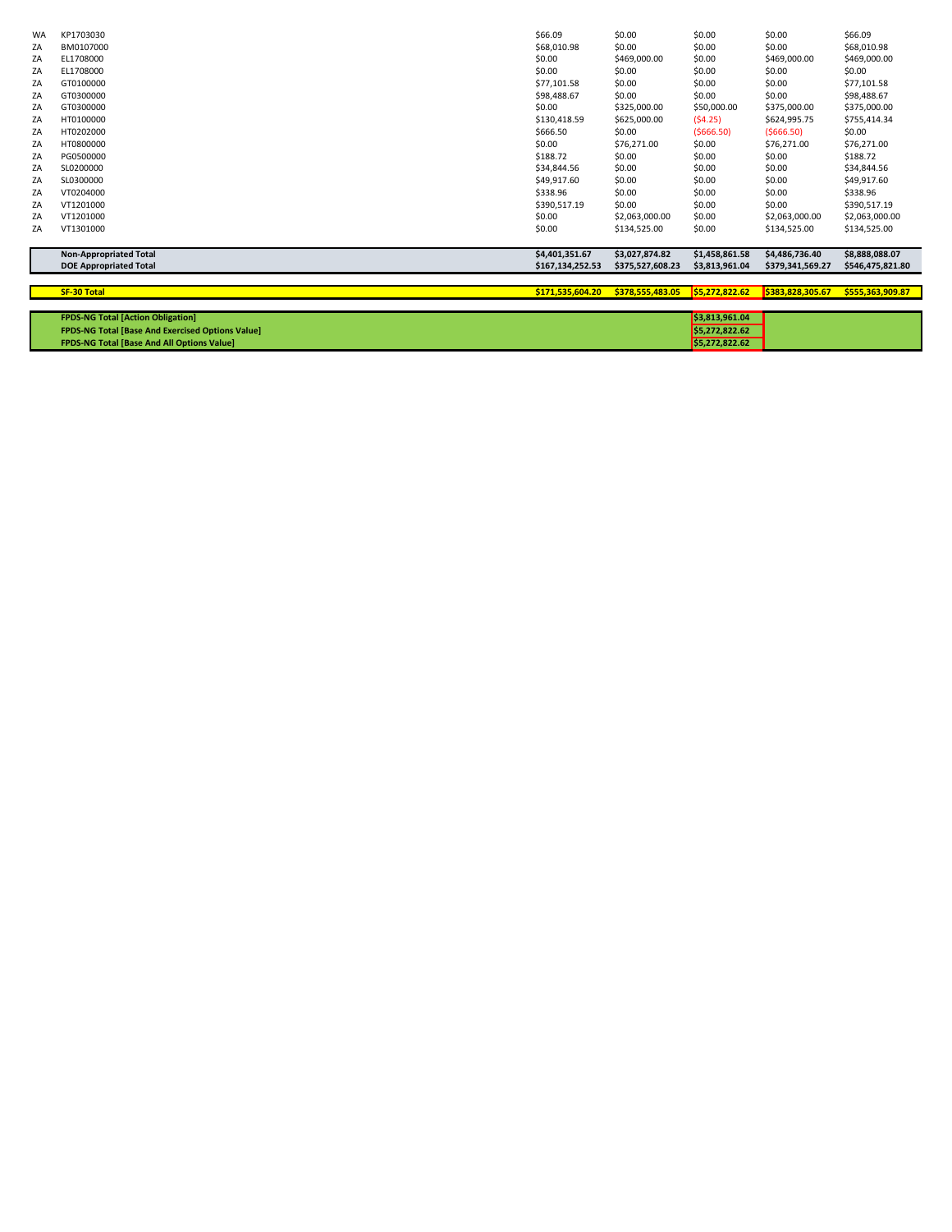| | | | | | | |
|---|---|---|---|---|---|---|
| WA | KP1703030 | $66.09 | $0.00 | $0.00 | $0.00 | $66.09 |
| ZA | BM0107000 | $68,010.98 | $0.00 | $0.00 | $0.00 | $68,010.98 |
| ZA | EL1708000 | $0.00 | $469,000.00 | $0.00 | $469,000.00 | $469,000.00 |
| ZA | EL1708000 | $0.00 | $0.00 | $0.00 | $0.00 | $0.00 |
| ZA | GT0100000 | $77,101.58 | $0.00 | $0.00 | $0.00 | $77,101.58 |
| ZA | GT0300000 | $98,488.67 | $0.00 | $0.00 | $0.00 | $98,488.67 |
| ZA | GT0300000 | $0.00 | $325,000.00 | $50,000.00 | $375,000.00 | $375,000.00 |
| ZA | HT0100000 | $130,418.59 | $625,000.00 | ($4.25) | $624,995.75 | $755,414.34 |
| ZA | HT0202000 | $666.50 | $0.00 | ($666.50) | ($666.50) | $0.00 |
| ZA | HT0800000 | $0.00 | $76,271.00 | $0.00 | $76,271.00 | $76,271.00 |
| ZA | PG0500000 | $188.72 | $0.00 | $0.00 | $0.00 | $188.72 |
| ZA | SL0200000 | $34,844.56 | $0.00 | $0.00 | $0.00 | $34,844.56 |
| ZA | SL0300000 | $49,917.60 | $0.00 | $0.00 | $0.00 | $49,917.60 |
| ZA | VT0204000 | $338.96 | $0.00 | $0.00 | $0.00 | $338.96 |
| ZA | VT1201000 | $390,517.19 | $0.00 | $0.00 | $0.00 | $390,517.19 |
| ZA | VT1201000 | $0.00 | $2,063,000.00 | $0.00 | $2,063,000.00 | $2,063,000.00 |
| ZA | VT1301000 | $0.00 | $134,525.00 | $0.00 | $134,525.00 | $134,525.00 |
| | **Non-Appropriated Total** | **$4,401,351.67** | **$3,027,874.82** | **$1,458,861.58** | **$4,486,736.40** | **$8,888,088.07** |
| | **DOE Appropriated Total** | **$167,134,252.53** | **$375,527,608.23** | **$3,813,961.04** | **$379,341,569.27** | **$546,475,821.80** |
| | **SF-30 Total** | **$171,535,604.20** | **$378,555,483.05** | **$5,272,822.62** | **$383,828,305.67** | **$555,363,909.87** |

| | |
|---|---|
| **FPDS-NG Total [Action Obligation]** | **$3,813,961.04** |
| **FPDS-NG Total [Base And Exercised Options Value]** | **$5,272,822.62** |
| **FPDS-NG Total [Base And All Options Value]** | **$5,272,822.62** |